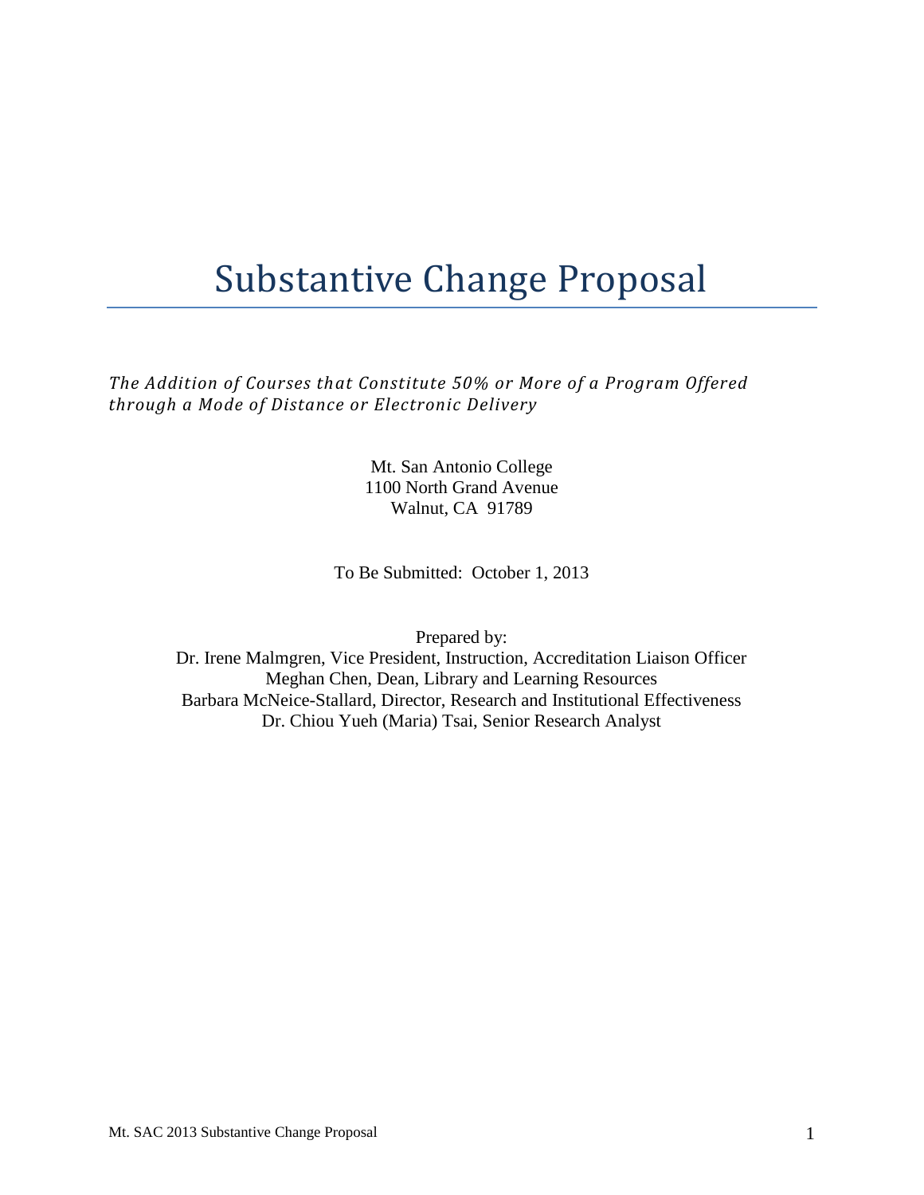# Substantive Change Proposal

*The Addition of Courses that Constitute 50% or More of a Program Offered through a Mode of Distance or Electronic Delivery*

Mt. San Antonio College
1100 North Grand Avenue
Walnut, CA 91789

To Be Submitted: October 1, 2013

Prepared by:
Dr. Irene Malmgren, Vice President, Instruction, Accreditation Liaison Officer
Meghan Chen, Dean, Library and Learning Resources
Barbara McNeice-Stallard, Director, Research and Institutional Effectiveness
Dr. Chiou Yueh (Maria) Tsai, Senior Research Analyst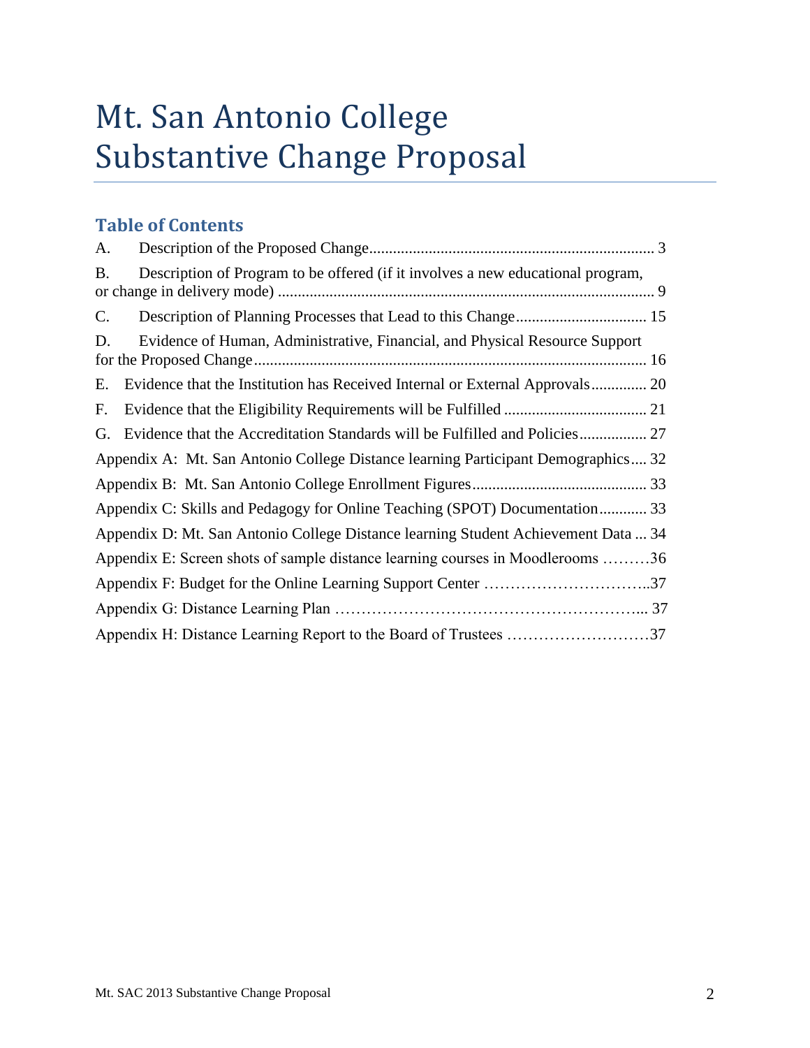# Mt. San Antonio College Substantive Change Proposal

## Table of Contents

A. Description of the Proposed Change ........ 3

B. Description of Program to be offered (if it involves a new educational program, or change in delivery mode) ........ 9

C. Description of Planning Processes that Lead to this Change ........ 15

D. Evidence of Human, Administrative, Financial, and Physical Resource Support for the Proposed Change ........ 16

E. Evidence that the Institution has Received Internal or External Approvals ........ 20

F. Evidence that the Eligibility Requirements will be Fulfilled ........ 21

G. Evidence that the Accreditation Standards will be Fulfilled and Policies ........ 27

Appendix A: Mt. San Antonio College Distance learning Participant Demographics ........ 32

Appendix B: Mt. San Antonio College Enrollment Figures ........ 33

Appendix C: Skills and Pedagogy for Online Teaching (SPOT) Documentation ........ 33

Appendix D: Mt. San Antonio College Distance learning Student Achievement Data ........ 34

Appendix E: Screen shots of sample distance learning courses in Moodlerooms ........ 36

Appendix F: Budget for the Online Learning Support Center ........ 37

Appendix G: Distance Learning Plan ........ 37

Appendix H: Distance Learning Report to the Board of Trustees ........ 37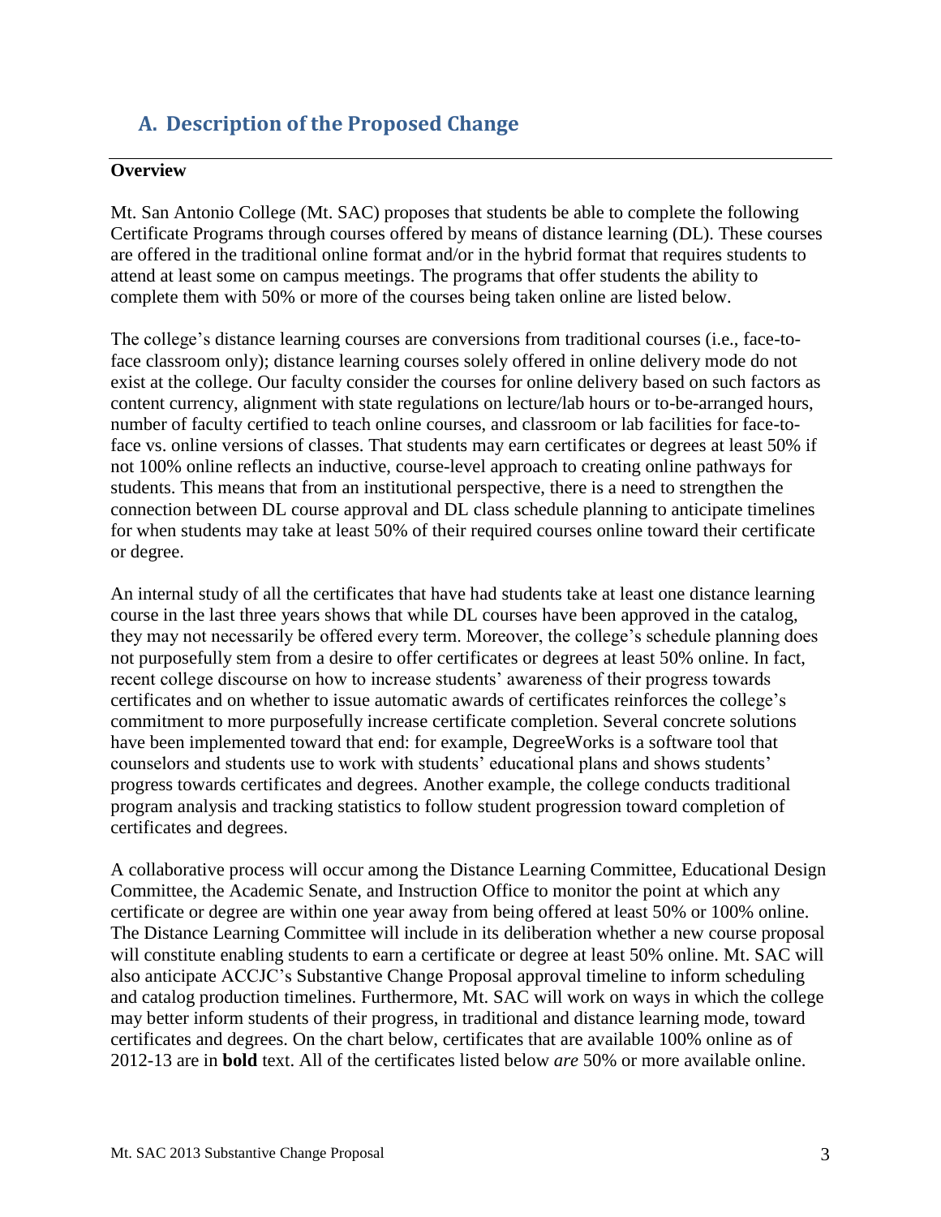## A. Description of the Proposed Change

**Overview**

Mt. San Antonio College (Mt. SAC) proposes that students be able to complete the following Certificate Programs through courses offered by means of distance learning (DL). These courses are offered in the traditional online format and/or in the hybrid format that requires students to attend at least some on campus meetings. The programs that offer students the ability to complete them with 50% or more of the courses being taken online are listed below.

The college's distance learning courses are conversions from traditional courses (i.e., face-to-face classroom only); distance learning courses solely offered in online delivery mode do not exist at the college. Our faculty consider the courses for online delivery based on such factors as content currency, alignment with state regulations on lecture/lab hours or to-be-arranged hours, number of faculty certified to teach online courses, and classroom or lab facilities for face-to-face vs. online versions of classes. That students may earn certificates or degrees at least 50% if not 100% online reflects an inductive, course-level approach to creating online pathways for students. This means that from an institutional perspective, there is a need to strengthen the connection between DL course approval and DL class schedule planning to anticipate timelines for when students may take at least 50% of their required courses online toward their certificate or degree.

An internal study of all the certificates that have had students take at least one distance learning course in the last three years shows that while DL courses have been approved in the catalog, they may not necessarily be offered every term. Moreover, the college's schedule planning does not purposefully stem from a desire to offer certificates or degrees at least 50% online. In fact, recent college discourse on how to increase students' awareness of their progress towards certificates and on whether to issue automatic awards of certificates reinforces the college's commitment to more purposefully increase certificate completion. Several concrete solutions have been implemented toward that end: for example, DegreeWorks is a software tool that counselors and students use to work with students' educational plans and shows students' progress towards certificates and degrees. Another example, the college conducts traditional program analysis and tracking statistics to follow student progression toward completion of certificates and degrees.

A collaborative process will occur among the Distance Learning Committee, Educational Design Committee, the Academic Senate, and Instruction Office to monitor the point at which any certificate or degree are within one year away from being offered at least 50% or 100% online. The Distance Learning Committee will include in its deliberation whether a new course proposal will constitute enabling students to earn a certificate or degree at least 50% online. Mt. SAC will also anticipate ACCJC's Substantive Change Proposal approval timeline to inform scheduling and catalog production timelines. Furthermore, Mt. SAC will work on ways in which the college may better inform students of their progress, in traditional and distance learning mode, toward certificates and degrees. On the chart below, certificates that are available 100% online as of 2012-13 are in **bold** text. All of the certificates listed below *are* 50% or more available online.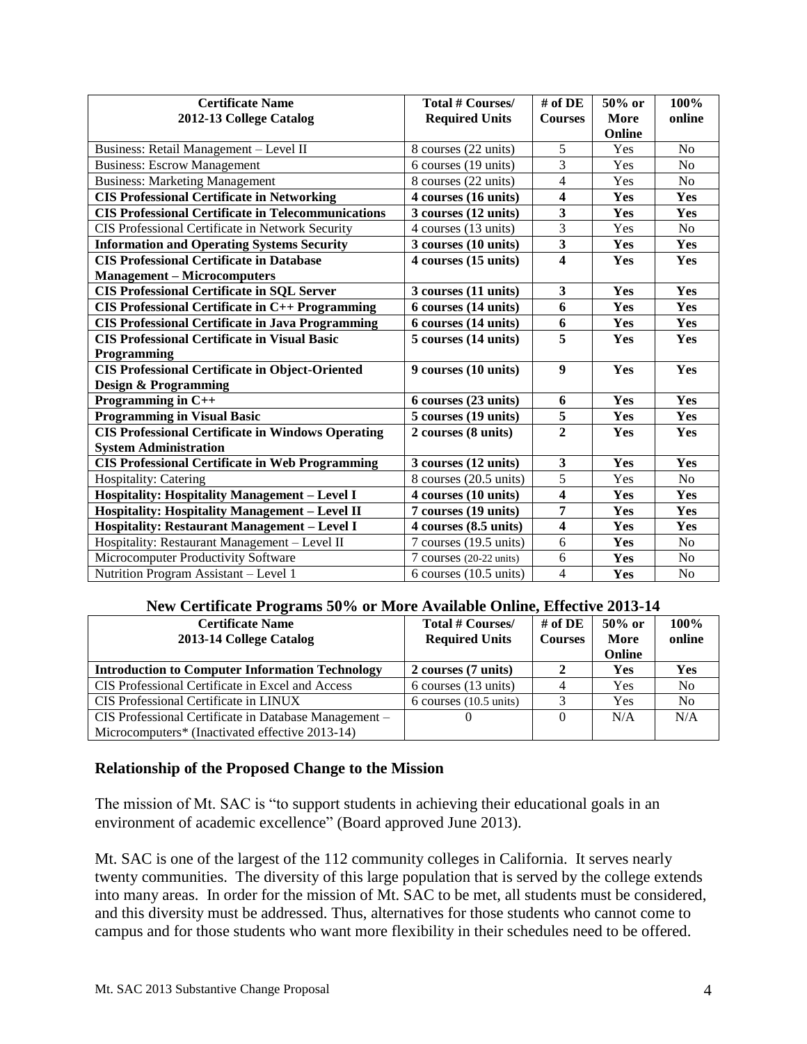| Certificate Name 2012-13 College Catalog | Total # Courses/ Required Units | # of DE Courses | 50% or More Online | 100% online |
|---|---|---|---|---|
| Business: Retail Management – Level II | 8 courses (22 units) | 5 | Yes | No |
| Business: Escrow Management | 6 courses (19 units) | 3 | Yes | No |
| Business: Marketing Management | 8 courses (22 units) | 4 | Yes | No |
| **CIS Professional Certificate in Networking** | **4 courses (16 units)** | **4** | **Yes** | **Yes** |
| **CIS Professional Certificate in Telecommunications** | **3 courses (12 units)** | **3** | **Yes** | **Yes** |
| CIS Professional Certificate in Network Security | 4 courses (13 units) | 3 | Yes | No |
| **Information and Operating Systems Security** | **3 courses (10 units)** | **3** | **Yes** | **Yes** |
| **CIS Professional Certificate in Database Management – Microcomputers** | **4 courses (15 units)** | **4** | **Yes** | **Yes** |
| **CIS Professional Certificate in SQL Server** | **3 courses (11 units)** | **3** | **Yes** | **Yes** |
| **CIS Professional Certificate in C++ Programming** | **6 courses (14 units)** | **6** | **Yes** | **Yes** |
| **CIS Professional Certificate in Java Programming** | **6 courses (14 units)** | **6** | **Yes** | **Yes** |
| **CIS Professional Certificate in Visual Basic Programming** | **5 courses (14 units)** | **5** | **Yes** | **Yes** |
| **CIS Professional Certificate in Object-Oriented Design & Programming** | **9 courses (10 units)** | **9** | **Yes** | **Yes** |
| **Programming in C++** | **6 courses (23 units)** | **6** | **Yes** | **Yes** |
| **Programming in Visual Basic** | **5 courses (19 units)** | **5** | **Yes** | **Yes** |
| **CIS Professional Certificate in Windows Operating System Administration** | **2 courses (8 units)** | **2** | **Yes** | **Yes** |
| **CIS Professional Certificate in Web Programming** | **3 courses (12 units)** | **3** | **Yes** | **Yes** |
| Hospitality: Catering | 8 courses (20.5 units) | 5 | Yes | No |
| **Hospitality: Hospitality Management – Level I** | **4 courses (10 units)** | **4** | **Yes** | **Yes** |
| **Hospitality: Hospitality Management – Level II** | **7 courses (19 units)** | **7** | **Yes** | **Yes** |
| **Hospitality: Restaurant Management – Level I** | **4 courses (8.5 units)** | **4** | **Yes** | **Yes** |
| Hospitality: Restaurant Management – Level II | 7 courses (19.5 units) | 6 | **Yes** | No |
| Microcomputer Productivity Software | 7 courses (20-22 units) | 6 | **Yes** | No |
| Nutrition Program Assistant – Level 1 | 6 courses (10.5 units) | 4 | **Yes** | No |

**New Certificate Programs 50% or More Available Online, Effective 2013-14**

| Certificate Name 2013-14 College Catalog | Total # Courses/ Required Units | # of DE Courses | 50% or More Online | 100% online |
|---|---|---|---|---|
| **Introduction to Computer Information Technology** | **2 courses (7 units)** | **2** | **Yes** | **Yes** |
| CIS Professional Certificate in Excel and Access | 6 courses (13 units) | 4 | Yes | No |
| CIS Professional Certificate in LINUX | 6 courses (10.5 units) | 3 | Yes | No |
| CIS Professional Certificate in Database Management – Microcomputers* (Inactivated effective 2013-14) | 0 | 0 | N/A | N/A |

### Relationship of the Proposed Change to the Mission

The mission of Mt. SAC is "to support students in achieving their educational goals in an environment of academic excellence" (Board approved June 2013).

Mt. SAC is one of the largest of the 112 community colleges in California. It serves nearly twenty communities. The diversity of this large population that is served by the college extends into many areas. In order for the mission of Mt. SAC to be met, all students must be considered, and this diversity must be addressed. Thus, alternatives for those students who cannot come to campus and for those students who want more flexibility in their schedules need to be offered.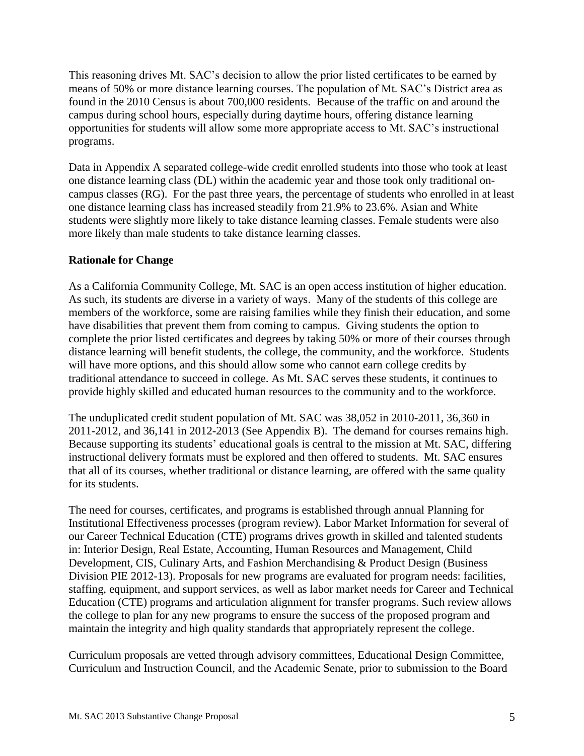This reasoning drives Mt. SAC's decision to allow the prior listed certificates to be earned by means of 50% or more distance learning courses. The population of Mt. SAC's District area as found in the 2010 Census is about 700,000 residents. Because of the traffic on and around the campus during school hours, especially during daytime hours, offering distance learning opportunities for students will allow some more appropriate access to Mt. SAC's instructional programs.

Data in Appendix A separated college-wide credit enrolled students into those who took at least one distance learning class (DL) within the academic year and those took only traditional on-campus classes (RG). For the past three years, the percentage of students who enrolled in at least one distance learning class has increased steadily from 21.9% to 23.6%. Asian and White students were slightly more likely to take distance learning classes. Female students were also more likely than male students to take distance learning classes.

**Rationale for Change**

As a California Community College, Mt. SAC is an open access institution of higher education. As such, its students are diverse in a variety of ways. Many of the students of this college are members of the workforce, some are raising families while they finish their education, and some have disabilities that prevent them from coming to campus. Giving students the option to complete the prior listed certificates and degrees by taking 50% or more of their courses through distance learning will benefit students, the college, the community, and the workforce. Students will have more options, and this should allow some who cannot earn college credits by traditional attendance to succeed in college. As Mt. SAC serves these students, it continues to provide highly skilled and educated human resources to the community and to the workforce.

The unduplicated credit student population of Mt. SAC was 38,052 in 2010-2011, 36,360 in 2011-2012, and 36,141 in 2012-2013 (See Appendix B). The demand for courses remains high. Because supporting its students' educational goals is central to the mission at Mt. SAC, differing instructional delivery formats must be explored and then offered to students. Mt. SAC ensures that all of its courses, whether traditional or distance learning, are offered with the same quality for its students.

The need for courses, certificates, and programs is established through annual Planning for Institutional Effectiveness processes (program review). Labor Market Information for several of our Career Technical Education (CTE) programs drives growth in skilled and talented students in: Interior Design, Real Estate, Accounting, Human Resources and Management, Child Development, CIS, Culinary Arts, and Fashion Merchandising & Product Design (Business Division PIE 2012-13). Proposals for new programs are evaluated for program needs: facilities, staffing, equipment, and support services, as well as labor market needs for Career and Technical Education (CTE) programs and articulation alignment for transfer programs. Such review allows the college to plan for any new programs to ensure the success of the proposed program and maintain the integrity and high quality standards that appropriately represent the college.

Curriculum proposals are vetted through advisory committees, Educational Design Committee, Curriculum and Instruction Council, and the Academic Senate, prior to submission to the Board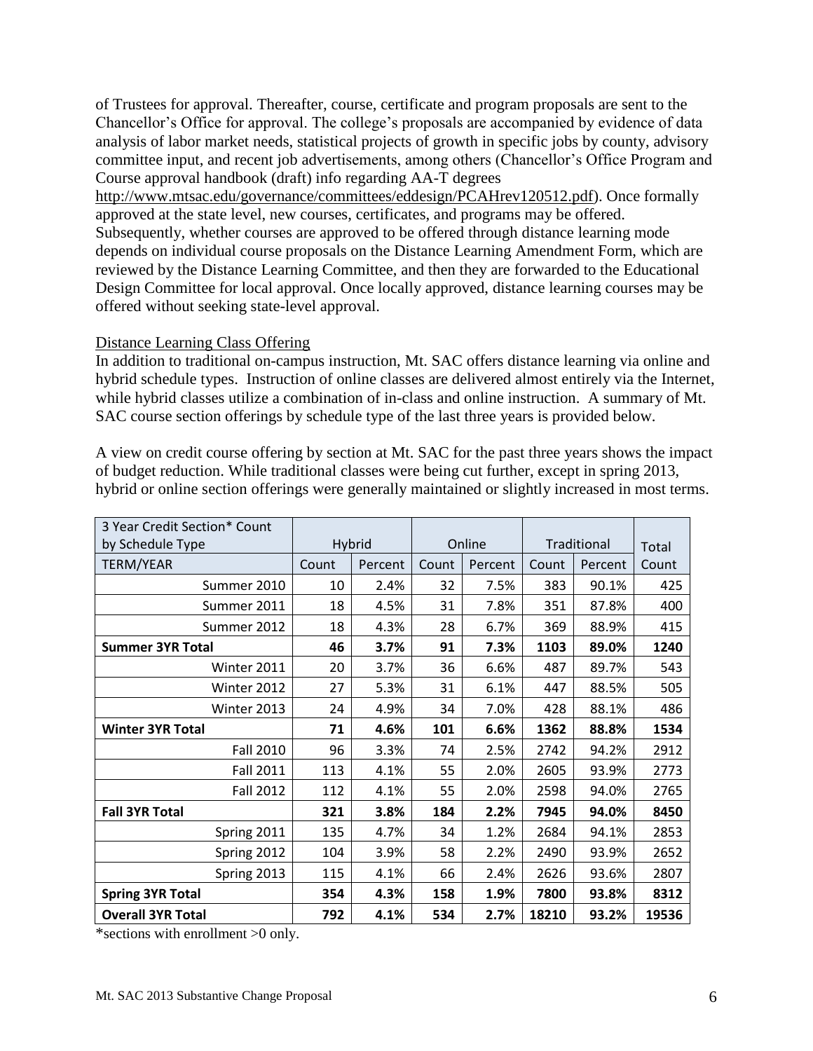of Trustees for approval. Thereafter, course, certificate and program proposals are sent to the Chancellor's Office for approval. The college's proposals are accompanied by evidence of data analysis of labor market needs, statistical projects of growth in specific jobs by county, advisory committee input, and recent job advertisements, among others (Chancellor's Office Program and Course approval handbook (draft) info regarding AA-T degrees http://www.mtsac.edu/governance/committees/eddesign/PCAHrev120512.pdf). Once formally approved at the state level, new courses, certificates, and programs may be offered. Subsequently, whether courses are approved to be offered through distance learning mode depends on individual course proposals on the Distance Learning Amendment Form, which are reviewed by the Distance Learning Committee, and then they are forwarded to the Educational Design Committee for local approval. Once locally approved, distance learning courses may be offered without seeking state-level approval.

Distance Learning Class Offering

In addition to traditional on-campus instruction, Mt. SAC offers distance learning via online and hybrid schedule types. Instruction of online classes are delivered almost entirely via the Internet, while hybrid classes utilize a combination of in-class and online instruction. A summary of Mt. SAC course section offerings by schedule type of the last three years is provided below.

A view on credit course offering by section at Mt. SAC for the past three years shows the impact of budget reduction. While traditional classes were being cut further, except in spring 2013, hybrid or online section offerings were generally maintained or slightly increased in most terms.

| 3 Year Credit Section* Count by Schedule Type | Hybrid | | Online | | Traditional | | Total |
|---|---|---|---|---|---|---|---|
| TERM/YEAR | Count | Percent | Count | Percent | Count | Percent | Count |
| Summer 2010 | 10 | 2.4% | 32 | 7.5% | 383 | 90.1% | 425 |
| Summer 2011 | 18 | 4.5% | 31 | 7.8% | 351 | 87.8% | 400 |
| Summer 2012 | 18 | 4.3% | 28 | 6.7% | 369 | 88.9% | 415 |
| **Summer 3YR Total** | **46** | **3.7%** | **91** | **7.3%** | **1103** | **89.0%** | **1240** |
| Winter 2011 | 20 | 3.7% | 36 | 6.6% | 487 | 89.7% | 543 |
| Winter 2012 | 27 | 5.3% | 31 | 6.1% | 447 | 88.5% | 505 |
| Winter 2013 | 24 | 4.9% | 34 | 7.0% | 428 | 88.1% | 486 |
| **Winter 3YR Total** | **71** | **4.6%** | **101** | **6.6%** | **1362** | **88.8%** | **1534** |
| Fall 2010 | 96 | 3.3% | 74 | 2.5% | 2742 | 94.2% | 2912 |
| Fall 2011 | 113 | 4.1% | 55 | 2.0% | 2605 | 93.9% | 2773 |
| Fall 2012 | 112 | 4.1% | 55 | 2.0% | 2598 | 94.0% | 2765 |
| **Fall 3YR Total** | **321** | **3.8%** | **184** | **2.2%** | **7945** | **94.0%** | **8450** |
| Spring 2011 | 135 | 4.7% | 34 | 1.2% | 2684 | 94.1% | 2853 |
| Spring 2012 | 104 | 3.9% | 58 | 2.2% | 2490 | 93.9% | 2652 |
| Spring 2013 | 115 | 4.1% | 66 | 2.4% | 2626 | 93.6% | 2807 |
| **Spring 3YR Total** | **354** | **4.3%** | **158** | **1.9%** | **7800** | **93.8%** | **8312** |
| **Overall 3YR Total** | **792** | **4.1%** | **534** | **2.7%** | **18210** | **93.2%** | **19536** |

*sections with enrollment >0 only.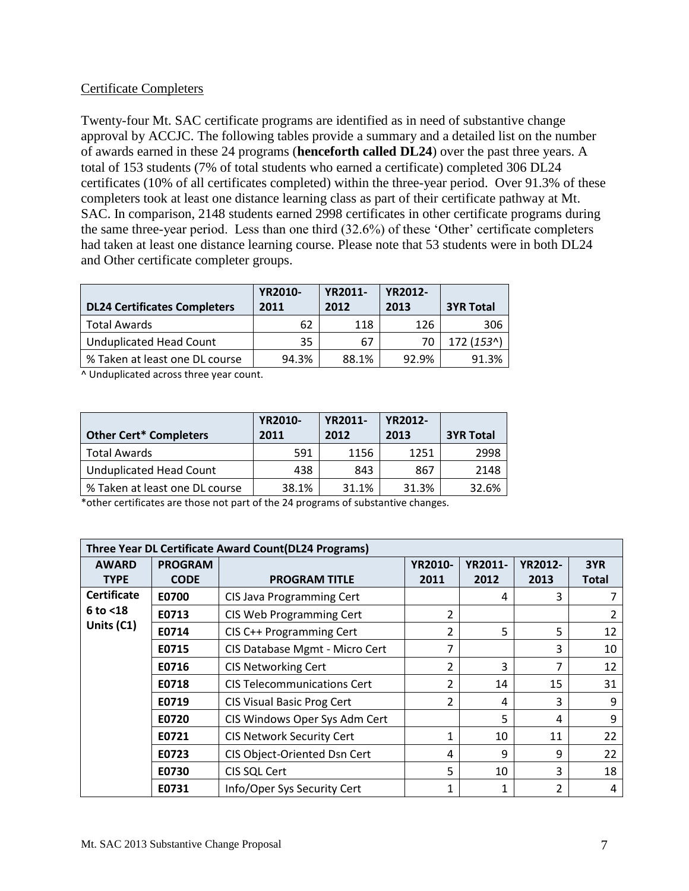Certificate Completers

Twenty-four Mt. SAC certificate programs are identified as in need of substantive change approval by ACCJC. The following tables provide a summary and a detailed list on the number of awards earned in these 24 programs (**henceforth called DL24**) over the past three years. A total of 153 students (7% of total students who earned a certificate) completed 306 DL24 certificates (10% of all certificates completed) within the three-year period. Over 91.3% of these completers took at least one distance learning class as part of their certificate pathway at Mt. SAC. In comparison, 2148 students earned 2998 certificates in other certificate programs during the same three-year period. Less than one third (32.6%) of these 'Other' certificate completers had taken at least one distance learning course. Please note that 53 students were in both DL24 and Other certificate completer groups.

| DL24 Certificates Completers | YR2010-2011 | YR2011-2012 | YR2012-2013 | 3YR Total |
|---|---|---|---|---|
| Total Awards | 62 | 118 | 126 | 306 |
| Unduplicated Head Count | 35 | 67 | 70 | 172 (*153^*) |
| % Taken at least one DL course | 94.3% | 88.1% | 92.9% | 91.3% |

^ Unduplicated across three year count.

| Other Cert* Completers | YR2010-2011 | YR2011-2012 | YR2012-2013 | 3YR Total |
|---|---|---|---|---|
| Total Awards | 591 | 1156 | 1251 | 2998 |
| Unduplicated Head Count | 438 | 843 | 867 | 2148 |
| % Taken at least one DL course | 38.1% | 31.1% | 31.3% | 32.6% |

*other certificates are those not part of the 24 programs of substantive changes.

| Three Year DL Certificate Award Count(DL24 Programs) | | | | | | |
|---|---|---|---|---|---|---|
| **AWARD TYPE** | **PROGRAM CODE** | **PROGRAM TITLE** | **YR2010-2011** | **YR2011-2012** | **YR2012-2013** | **3YR Total** |
| **Certificate 6 to <18 Units (C1)** | **E0700** | CIS Java Programming Cert | | 4 | 3 | 7 |
| | **E0713** | CIS Web Programming Cert | 2 | | | 2 |
| | **E0714** | CIS C++ Programming Cert | 2 | 5 | 5 | 12 |
| | **E0715** | CIS Database Mgmt - Micro Cert | 7 | | 3 | 10 |
| | **E0716** | CIS Networking Cert | 2 | 3 | 7 | 12 |
| | **E0718** | CIS Telecommunications Cert | 2 | 14 | 15 | 31 |
| | **E0719** | CIS Visual Basic Prog Cert | 2 | 4 | 3 | 9 |
| | **E0720** | CIS Windows Oper Sys Adm Cert | | 5 | 4 | 9 |
| | **E0721** | CIS Network Security Cert | 1 | 10 | 11 | 22 |
| | **E0723** | CIS Object-Oriented Dsn Cert | 4 | 9 | 9 | 22 |
| | **E0730** | CIS SQL Cert | 5 | 10 | 3 | 18 |
| | **E0731** | Info/Oper Sys Security Cert | 1 | 1 | 2 | 4 |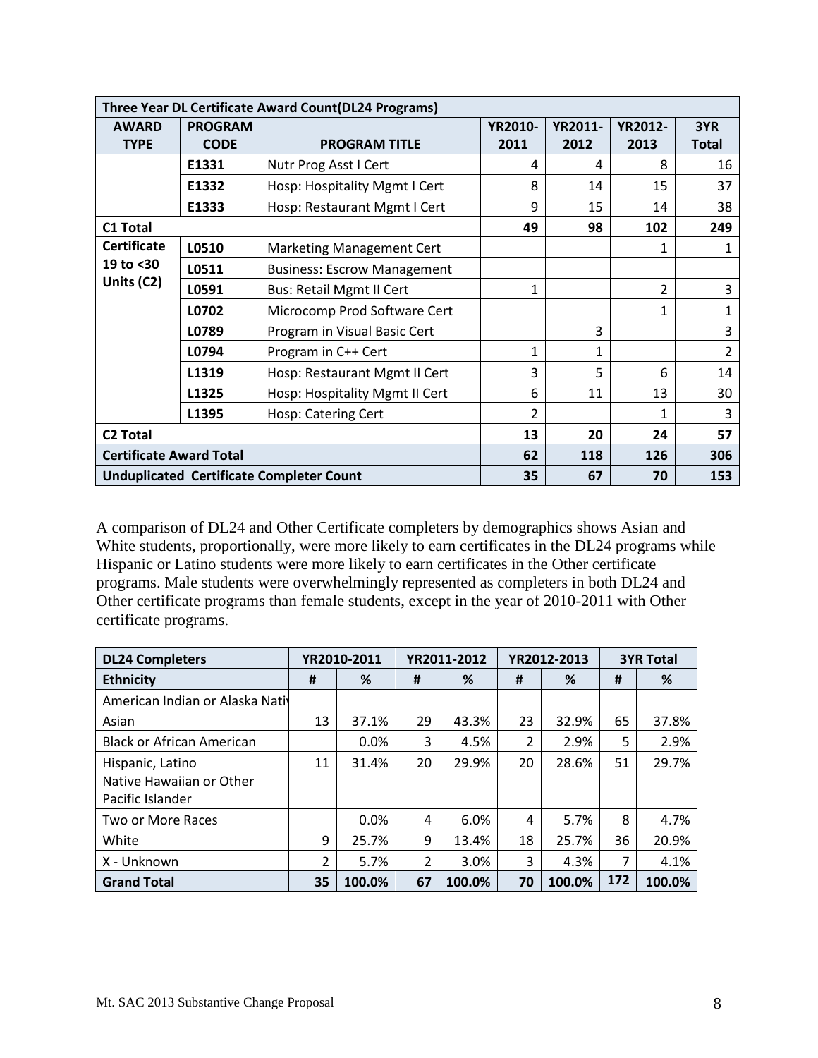| Three Year DL Certificate Award Count(DL24 Programs) | | | | | | |
|---|---|---|---|---|---|---|
| AWARD TYPE | PROGRAM CODE | PROGRAM TITLE | YR2010-2011 | YR2011-2012 | YR2012-2013 | 3YR Total |
| | E1331 | Nutr Prog Asst I Cert | 4 | 4 | 8 | 16 |
| | E1332 | Hosp: Hospitality Mgmt I Cert | 8 | 14 | 15 | 37 |
| | E1333 | Hosp: Restaurant Mgmt I Cert | 9 | 15 | 14 | 38 |
| **C1 Total** | | | **49** | **98** | **102** | **249** |
| **Certificate 19 to <30 Units (C2)** | L0510 | Marketing Management Cert | | | 1 | 1 |
| | L0511 | Business: Escrow Management | | | | |
| | L0591 | Bus: Retail Mgmt II Cert | 1 | | 2 | 3 |
| | L0702 | Microcomp Prod Software Cert | | | 1 | 1 |
| | L0789 | Program in Visual Basic Cert | | 3 | | 3 |
| | L0794 | Program in C++ Cert | 1 | 1 | | 2 |
| | L1319 | Hosp: Restaurant Mgmt II Cert | 3 | 5 | 6 | 14 |
| | L1325 | Hosp: Hospitality Mgmt II Cert | 6 | 11 | 13 | 30 |
| | L1395 | Hosp: Catering Cert | 2 | | 1 | 3 |
| **C2 Total** | | | **13** | **20** | **24** | **57** |
| **Certificate Award Total** | | | **62** | **118** | **126** | **306** |
| **Unduplicated Certificate Completer Count** | | | **35** | **67** | **70** | **153** |

A comparison of DL24 and Other Certificate completers by demographics shows Asian and White students, proportionally, were more likely to earn certificates in the DL24 programs while Hispanic or Latino students were more likely to earn certificates in the Other certificate programs. Male students were overwhelmingly represented as completers in both DL24 and Other certificate programs than female students, except in the year of 2010-2011 with Other certificate programs.

| DL24 Completers | YR2010-2011 | | YR2011-2012 | | YR2012-2013 | | 3YR Total | |
|---|---|---|---|---|---|---|---|---|
| **Ethnicity** | **#** | **%** | **#** | **%** | **#** | **%** | **#** | **%** |
| American Indian or Alaska Nativ | | | | | | | | |
| Asian | 13 | 37.1% | 29 | 43.3% | 23 | 32.9% | 65 | 37.8% |
| Black or African American | | 0.0% | 3 | 4.5% | 2 | 2.9% | 5 | 2.9% |
| Hispanic, Latino | 11 | 31.4% | 20 | 29.9% | 20 | 28.6% | 51 | 29.7% |
| Native Hawaiian or Other Pacific Islander | | | | | | | | |
| Two or More Races | | 0.0% | 4 | 6.0% | 4 | 5.7% | 8 | 4.7% |
| White | 9 | 25.7% | 9 | 13.4% | 18 | 25.7% | 36 | 20.9% |
| X - Unknown | 2 | 5.7% | 2 | 3.0% | 3 | 4.3% | 7 | 4.1% |
| **Grand Total** | **35** | **100.0%** | **67** | **100.0%** | **70** | **100.0%** | **172** | **100.0%** |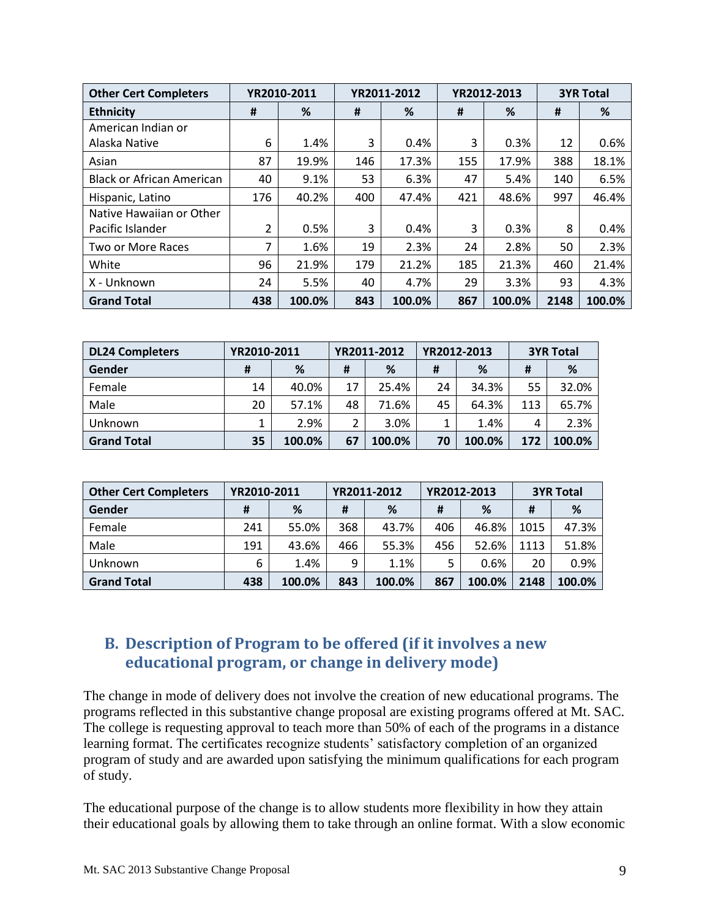| Other Cert Completers | YR2010-2011 | | YR2011-2012 | | YR2012-2013 | | 3YR Total | |
|---|---|---|---|---|---|---|---|---|
| **Ethnicity** | **#** | **%** | **#** | **%** | **#** | **%** | **#** | **%** |
| American Indian or Alaska Native | 6 | 1.4% | 3 | 0.4% | 3 | 0.3% | 12 | 0.6% |
| Asian | 87 | 19.9% | 146 | 17.3% | 155 | 17.9% | 388 | 18.1% |
| Black or African American | 40 | 9.1% | 53 | 6.3% | 47 | 5.4% | 140 | 6.5% |
| Hispanic, Latino | 176 | 40.2% | 400 | 47.4% | 421 | 48.6% | 997 | 46.4% |
| Native Hawaiian or Other Pacific Islander | 2 | 0.5% | 3 | 0.4% | 3 | 0.3% | 8 | 0.4% |
| Two or More Races | 7 | 1.6% | 19 | 2.3% | 24 | 2.8% | 50 | 2.3% |
| White | 96 | 21.9% | 179 | 21.2% | 185 | 21.3% | 460 | 21.4% |
| X - Unknown | 24 | 5.5% | 40 | 4.7% | 29 | 3.3% | 93 | 4.3% |
| **Grand Total** | **438** | **100.0%** | **843** | **100.0%** | **867** | **100.0%** | **2148** | **100.0%** |

| DL24 Completers | YR2010-2011 | | YR2011-2012 | | YR2012-2013 | | 3YR Total | |
|---|---|---|---|---|---|---|---|---|
| **Gender** | **#** | **%** | **#** | **%** | **#** | **%** | **#** | **%** |
| Female | 14 | 40.0% | 17 | 25.4% | 24 | 34.3% | 55 | 32.0% |
| Male | 20 | 57.1% | 48 | 71.6% | 45 | 64.3% | 113 | 65.7% |
| Unknown | 1 | 2.9% | 2 | 3.0% | 1 | 1.4% | 4 | 2.3% |
| **Grand Total** | **35** | **100.0%** | **67** | **100.0%** | **70** | **100.0%** | **172** | **100.0%** |

| Other Cert Completers | YR2010-2011 | | YR2011-2012 | | YR2012-2013 | | 3YR Total | |
|---|---|---|---|---|---|---|---|---|
| **Gender** | **#** | **%** | **#** | **%** | **#** | **%** | **#** | **%** |
| Female | 241 | 55.0% | 368 | 43.7% | 406 | 46.8% | 1015 | 47.3% |
| Male | 191 | 43.6% | 466 | 55.3% | 456 | 52.6% | 1113 | 51.8% |
| Unknown | 6 | 1.4% | 9 | 1.1% | 5 | 0.6% | 20 | 0.9% |
| **Grand Total** | **438** | **100.0%** | **843** | **100.0%** | **867** | **100.0%** | **2148** | **100.0%** |

## B. Description of Program to be offered (if it involves a new educational program, or change in delivery mode)

The change in mode of delivery does not involve the creation of new educational programs. The programs reflected in this substantive change proposal are existing programs offered at Mt. SAC. The college is requesting approval to teach more than 50% of each of the programs in a distance learning format. The certificates recognize students' satisfactory completion of an organized program of study and are awarded upon satisfying the minimum qualifications for each program of study.

The educational purpose of the change is to allow students more flexibility in how they attain their educational goals by allowing them to take through an online format. With a slow economic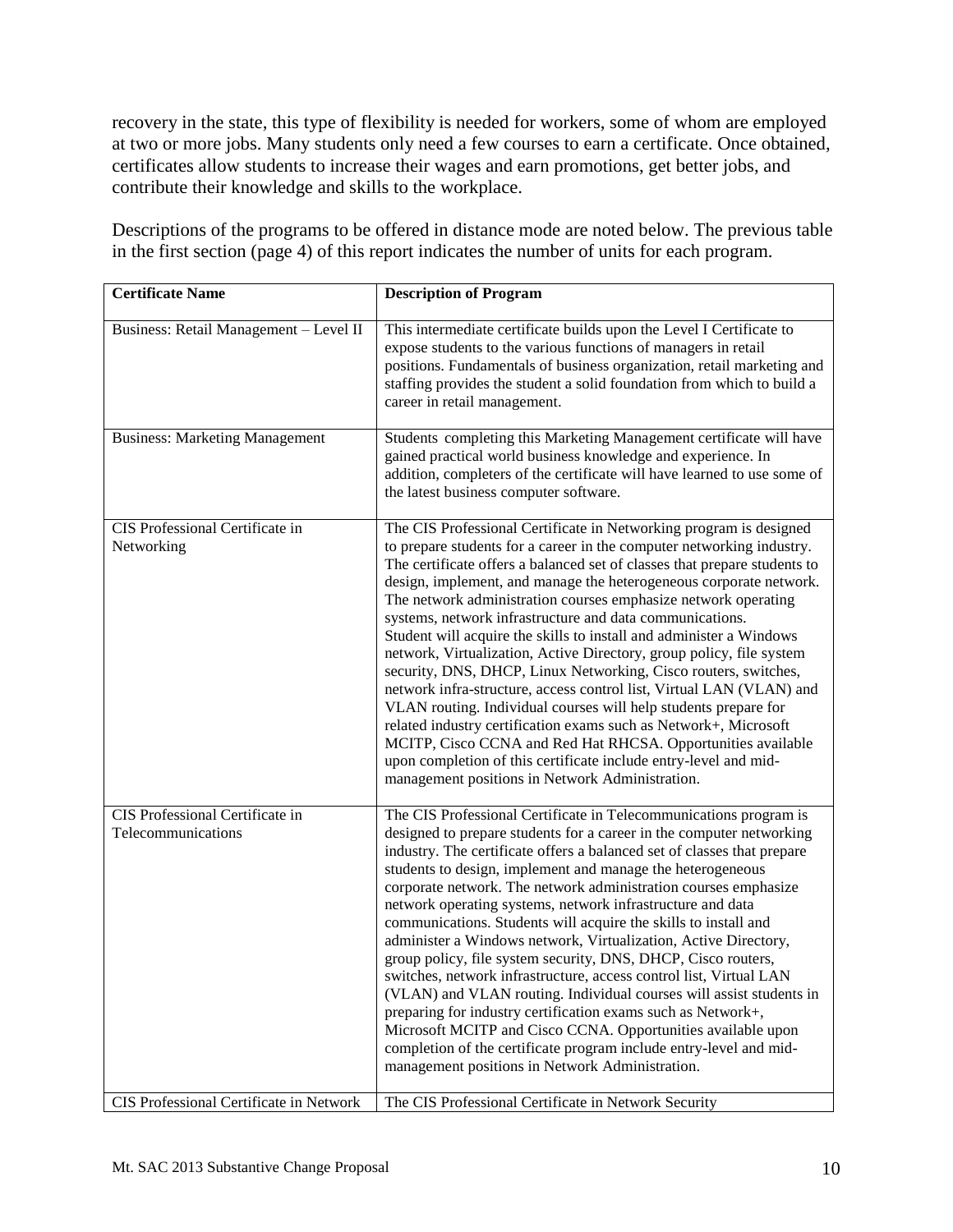recovery in the state, this type of flexibility is needed for workers, some of whom are employed at two or more jobs. Many students only need a few courses to earn a certificate. Once obtained, certificates allow students to increase their wages and earn promotions, get better jobs, and contribute their knowledge and skills to the workplace.

Descriptions of the programs to be offered in distance mode are noted below. The previous table in the first section (page 4) of this report indicates the number of units for each program.

| Certificate Name | Description of Program |
|---|---|
| Business: Retail Management – Level II | This intermediate certificate builds upon the Level I Certificate to expose students to the various functions of managers in retail positions. Fundamentals of business organization, retail marketing and staffing provides the student a solid foundation from which to build a career in retail management. |
| Business: Marketing Management | Students completing this Marketing Management certificate will have gained practical world business knowledge and experience. In addition, completers of the certificate will have learned to use some of the latest business computer software. |
| CIS Professional Certificate in Networking | The CIS Professional Certificate in Networking program is designed to prepare students for a career in the computer networking industry. The certificate offers a balanced set of classes that prepare students to design, implement, and manage the heterogeneous corporate network. The network administration courses emphasize network operating systems, network infrastructure and data communications. Student will acquire the skills to install and administer a Windows network, Virtualization, Active Directory, group policy, file system security, DNS, DHCP, Linux Networking, Cisco routers, switches, network infra-structure, access control list, Virtual LAN (VLAN) and VLAN routing. Individual courses will help students prepare for related industry certification exams such as Network+, Microsoft MCITP, Cisco CCNA and Red Hat RHCSA. Opportunities available upon completion of this certificate include entry-level and mid-management positions in Network Administration. |
| CIS Professional Certificate in Telecommunications | The CIS Professional Certificate in Telecommunications program is designed to prepare students for a career in the computer networking industry. The certificate offers a balanced set of classes that prepare students to design, implement and manage the heterogeneous corporate network. The network administration courses emphasize network operating systems, network infrastructure and data communications. Students will acquire the skills to install and administer a Windows network, Virtualization, Active Directory, group policy, file system security, DNS, DHCP, Cisco routers, switches, network infrastructure, access control list, Virtual LAN (VLAN) and VLAN routing. Individual courses will assist students in preparing for industry certification exams such as Network+, Microsoft MCITP and Cisco CCNA. Opportunities available upon completion of the certificate program include entry-level and mid-management positions in Network Administration. |
| CIS Professional Certificate in Network | The CIS Professional Certificate in Network Security |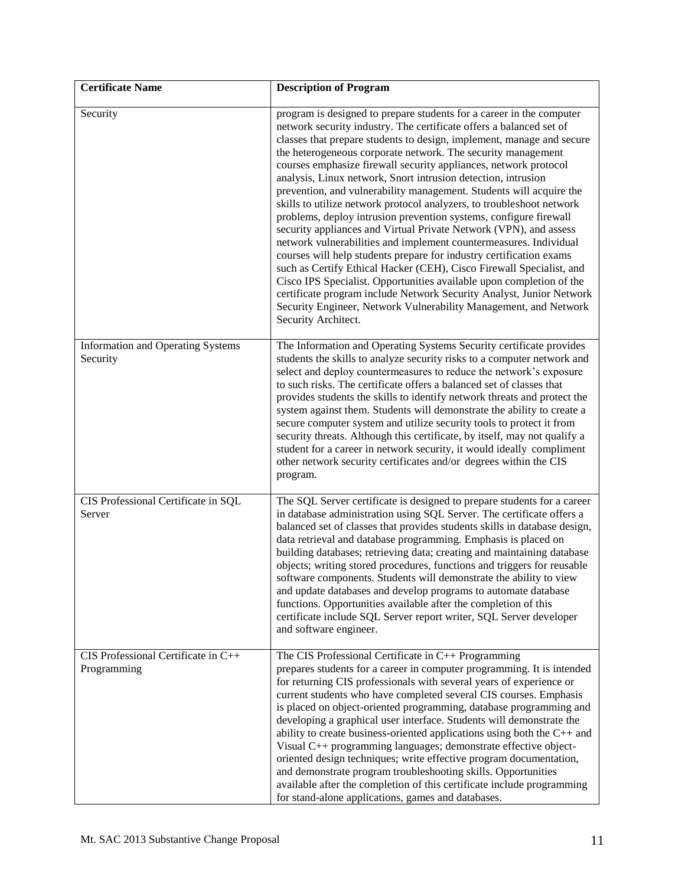| Certificate Name | Description of Program |
|---|---|
| Security | program is designed to prepare students for a career in the computer network security industry. The certificate offers a balanced set of classes that prepare students to design, implement, manage and secure the heterogeneous corporate network. The security management courses emphasize firewall security appliances, network protocol analysis, Linux network, Snort intrusion detection, intrusion prevention, and vulnerability management. Students will acquire the skills to utilize network protocol analyzers, to troubleshoot network problems, deploy intrusion prevention systems, configure firewall security appliances and Virtual Private Network (VPN), and assess network vulnerabilities and implement countermeasures. Individual courses will help students prepare for industry certification exams such as Certify Ethical Hacker (CEH), Cisco Firewall Specialist, and Cisco IPS Specialist. Opportunities available upon completion of the certificate program include Network Security Analyst, Junior Network Security Engineer, Network Vulnerability Management, and Network Security Architect. |
| Information and Operating Systems Security | The Information and Operating Systems Security certificate provides students the skills to analyze security risks to a computer network and select and deploy countermeasures to reduce the network's exposure to such risks. The certificate offers a balanced set of classes that provides students the skills to identify network threats and protect the system against them. Students will demonstrate the ability to create a secure computer system and utilize security tools to protect it from security threats. Although this certificate, by itself, may not qualify a student for a career in network security, it would ideally compliment other network security certificates and/or degrees within the CIS program. |
| CIS Professional Certificate in SQL Server | The SQL Server certificate is designed to prepare students for a career in database administration using SQL Server. The certificate offers a balanced set of classes that provides students skills in database design, data retrieval and database programming. Emphasis is placed on building databases; retrieving data; creating and maintaining database objects; writing stored procedures, functions and triggers for reusable software components. Students will demonstrate the ability to view and update databases and develop programs to automate database functions. Opportunities available after the completion of this certificate include SQL Server report writer, SQL Server developer and software engineer. |
| CIS Professional Certificate in C++ Programming | The CIS Professional Certificate in C++ Programming prepares students for a career in computer programming. It is intended for returning CIS professionals with several years of experience or current students who have completed several CIS courses. Emphasis is placed on object-oriented programming, database programming and developing a graphical user interface. Students will demonstrate the ability to create business-oriented applications using both the C++ and Visual C++ programming languages; demonstrate effective object-oriented design techniques; write effective program documentation, and demonstrate program troubleshooting skills. Opportunities available after the completion of this certificate include programming for stand-alone applications, games and databases. |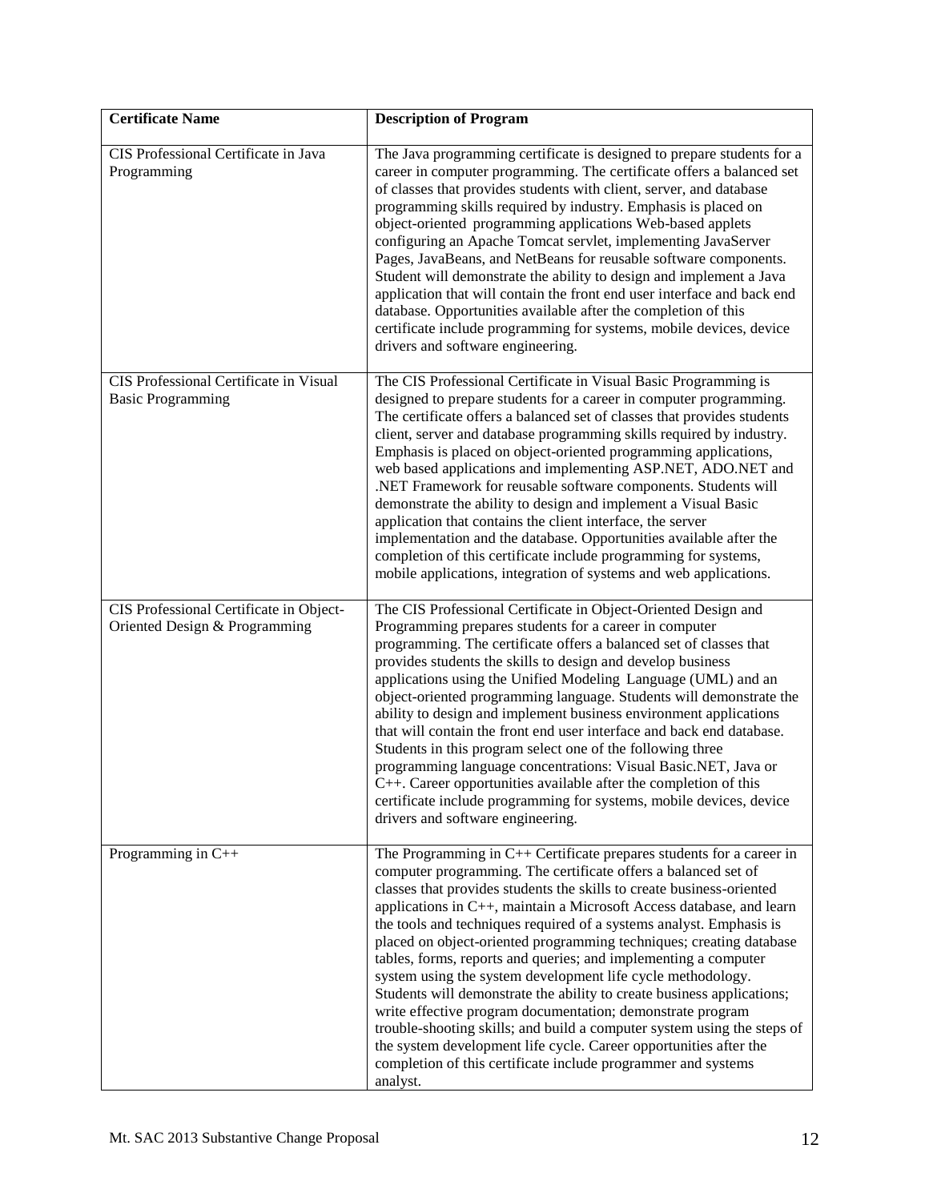| Certificate Name | Description of Program |
| --- | --- |
| CIS Professional Certificate in Java Programming | The Java programming certificate is designed to prepare students for a career in computer programming. The certificate offers a balanced set of classes that provides students with client, server, and database programming skills required by industry. Emphasis is placed on object-oriented programming applications Web-based applets configuring an Apache Tomcat servlet, implementing JavaServer Pages, JavaBeans, and NetBeans for reusable software components. Student will demonstrate the ability to design and implement a Java application that will contain the front end user interface and back end database. Opportunities available after the completion of this certificate include programming for systems, mobile devices, device drivers and software engineering. |
| CIS Professional Certificate in Visual Basic Programming | The CIS Professional Certificate in Visual Basic Programming is designed to prepare students for a career in computer programming. The certificate offers a balanced set of classes that provides students client, server and database programming skills required by industry. Emphasis is placed on object-oriented programming applications, web based applications and implementing ASP.NET, ADO.NET and .NET Framework for reusable software components. Students will demonstrate the ability to design and implement a Visual Basic application that contains the client interface, the server implementation and the database. Opportunities available after the completion of this certificate include programming for systems, mobile applications, integration of systems and web applications. |
| CIS Professional Certificate in Object-Oriented Design & Programming | The CIS Professional Certificate in Object-Oriented Design and Programming prepares students for a career in computer programming. The certificate offers a balanced set of classes that provides students the skills to design and develop business applications using the Unified Modeling Language (UML) and an object-oriented programming language. Students will demonstrate the ability to design and implement business environment applications that will contain the front end user interface and back end database. Students in this program select one of the following three programming language concentrations: Visual Basic.NET, Java or C++. Career opportunities available after the completion of this certificate include programming for systems, mobile devices, device drivers and software engineering. |
| Programming in C++ | The Programming in C++ Certificate prepares students for a career in computer programming. The certificate offers a balanced set of classes that provides students the skills to create business-oriented applications in C++, maintain a Microsoft Access database, and learn the tools and techniques required of a systems analyst. Emphasis is placed on object-oriented programming techniques; creating database tables, forms, reports and queries; and implementing a computer system using the system development life cycle methodology. Students will demonstrate the ability to create business applications; write effective program documentation; demonstrate program trouble-shooting skills; and build a computer system using the steps of the system development life cycle. Career opportunities after the completion of this certificate include programmer and systems analyst. |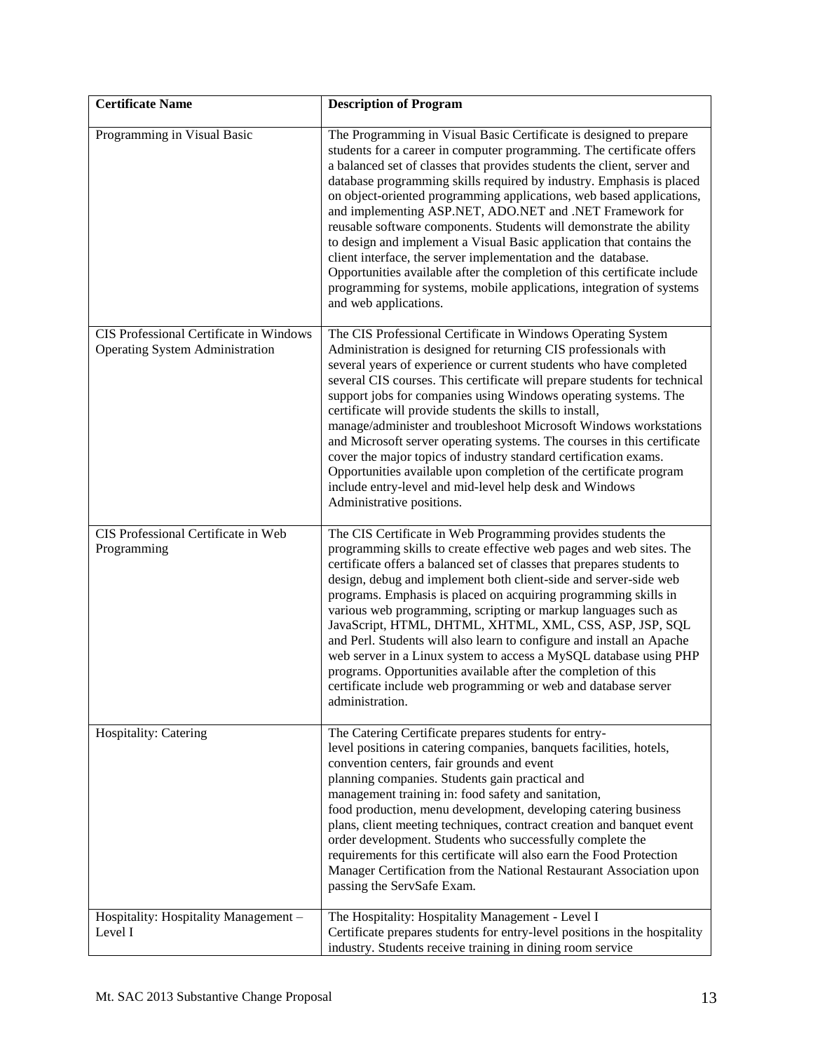| Certificate Name | Description of Program |
|---|---|
| Programming in Visual Basic | The Programming in Visual Basic Certificate is designed to prepare students for a career in computer programming. The certificate offers a balanced set of classes that provides students the client, server and database programming skills required by industry. Emphasis is placed on object-oriented programming applications, web based applications, and implementing ASP.NET, ADO.NET and .NET Framework for reusable software components. Students will demonstrate the ability to design and implement a Visual Basic application that contains the client interface, the server implementation and the database. Opportunities available after the completion of this certificate include programming for systems, mobile applications, integration of systems and web applications. |
| CIS Professional Certificate in Windows Operating System Administration | The CIS Professional Certificate in Windows Operating System Administration is designed for returning CIS professionals with several years of experience or current students who have completed several CIS courses. This certificate will prepare students for technical support jobs for companies using Windows operating systems. The certificate will provide students the skills to install, manage/administer and troubleshoot Microsoft Windows workstations and Microsoft server operating systems. The courses in this certificate cover the major topics of industry standard certification exams. Opportunities available upon completion of the certificate program include entry-level and mid-level help desk and Windows Administrative positions. |
| CIS Professional Certificate in Web Programming | The CIS Certificate in Web Programming provides students the programming skills to create effective web pages and web sites. The certificate offers a balanced set of classes that prepares students to design, debug and implement both client-side and server-side web programs. Emphasis is placed on acquiring programming skills in various web programming, scripting or markup languages such as JavaScript, HTML, DHTML, XHTML, XML, CSS, ASP, JSP, SQL and Perl. Students will also learn to configure and install an Apache web server in a Linux system to access a MySQL database using PHP programs. Opportunities available after the completion of this certificate include web programming or web and database server administration. |
| Hospitality: Catering | The Catering Certificate prepares students for entry-level positions in catering companies, banquets facilities, hotels, convention centers, fair grounds and event planning companies. Students gain practical and management training in: food safety and sanitation, food production, menu development, developing catering business plans, client meeting techniques, contract creation and banquet event order development. Students who successfully complete the requirements for this certificate will also earn the Food Protection Manager Certification from the National Restaurant Association upon passing the ServSafe Exam. |
| Hospitality: Hospitality Management – Level I | The Hospitality: Hospitality Management - Level I Certificate prepares students for entry-level positions in the hospitality industry. Students receive training in dining room service |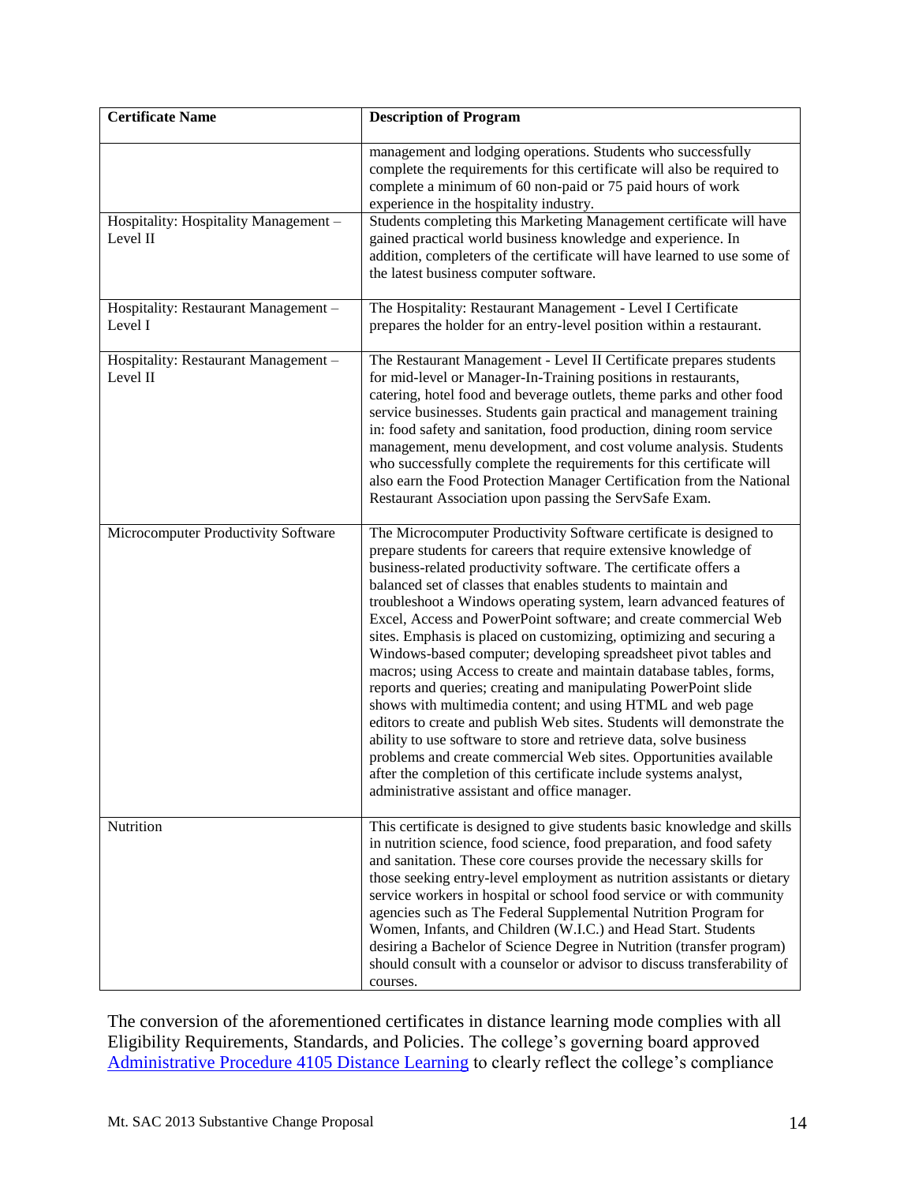| Certificate Name | Description of Program |
|---|---|
| | management and lodging operations. Students who successfully complete the requirements for this certificate will also be required to complete a minimum of 60 non-paid or 75 paid hours of work experience in the hospitality industry. |
| Hospitality: Hospitality Management – Level II | Students completing this Marketing Management certificate will have gained practical world business knowledge and experience. In addition, completers of the certificate will have learned to use some of the latest business computer software. |
| Hospitality: Restaurant Management – Level I | The Hospitality: Restaurant Management - Level I Certificate prepares the holder for an entry-level position within a restaurant. |
| Hospitality: Restaurant Management – Level II | The Restaurant Management - Level II Certificate prepares students for mid-level or Manager-In-Training positions in restaurants, catering, hotel food and beverage outlets, theme parks and other food service businesses. Students gain practical and management training in: food safety and sanitation, food production, dining room service management, menu development, and cost volume analysis. Students who successfully complete the requirements for this certificate will also earn the Food Protection Manager Certification from the National Restaurant Association upon passing the ServSafe Exam. |
| Microcomputer Productivity Software | The Microcomputer Productivity Software certificate is designed to prepare students for careers that require extensive knowledge of business-related productivity software. The certificate offers a balanced set of classes that enables students to maintain and troubleshoot a Windows operating system, learn advanced features of Excel, Access and PowerPoint software; and create commercial Web sites. Emphasis is placed on customizing, optimizing and securing a Windows-based computer; developing spreadsheet pivot tables and macros; using Access to create and maintain database tables, forms, reports and queries; creating and manipulating PowerPoint slide shows with multimedia content; and using HTML and web page editors to create and publish Web sites. Students will demonstrate the ability to use software to store and retrieve data, solve business problems and create commercial Web sites. Opportunities available after the completion of this certificate include systems analyst, administrative assistant and office manager. |
| Nutrition | This certificate is designed to give students basic knowledge and skills in nutrition science, food science, food preparation, and food safety and sanitation. These core courses provide the necessary skills for those seeking entry-level employment as nutrition assistants or dietary service workers in hospital or school food service or with community agencies such as The Federal Supplemental Nutrition Program for Women, Infants, and Children (W.I.C.) and Head Start. Students desiring a Bachelor of Science Degree in Nutrition (transfer program) should consult with a counselor or advisor to discuss transferability of courses. |

The conversion of the aforementioned certificates in distance learning mode complies with all Eligibility Requirements, Standards, and Policies. The college's governing board approved Administrative Procedure 4105 Distance Learning to clearly reflect the college's compliance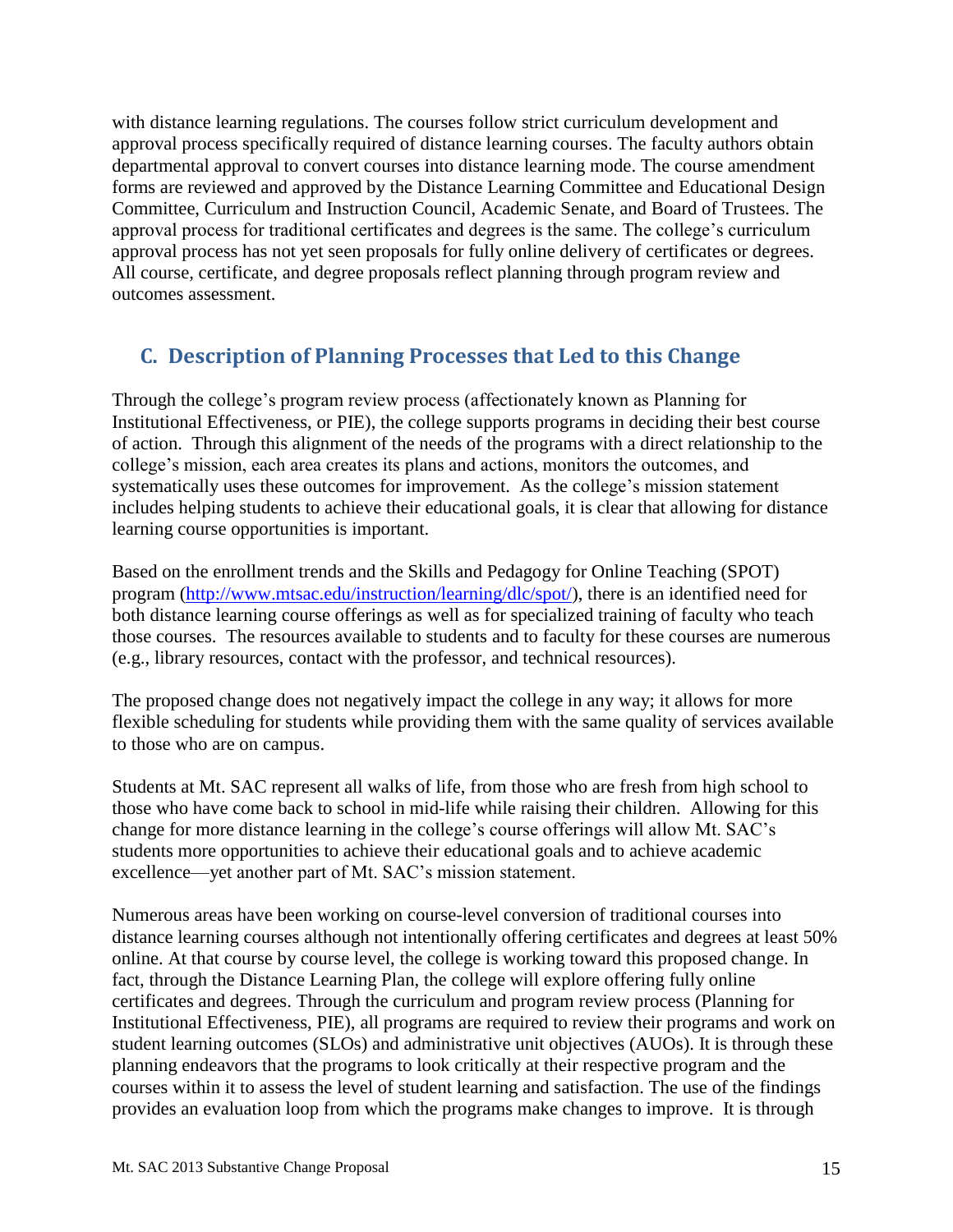with distance learning regulations. The courses follow strict curriculum development and approval process specifically required of distance learning courses. The faculty authors obtain departmental approval to convert courses into distance learning mode. The course amendment forms are reviewed and approved by the Distance Learning Committee and Educational Design Committee, Curriculum and Instruction Council, Academic Senate, and Board of Trustees. The approval process for traditional certificates and degrees is the same. The college's curriculum approval process has not yet seen proposals for fully online delivery of certificates or degrees. All course, certificate, and degree proposals reflect planning through program review and outcomes assessment.

## C. Description of Planning Processes that Led to this Change

Through the college's program review process (affectionately known as Planning for Institutional Effectiveness, or PIE), the college supports programs in deciding their best course of action. Through this alignment of the needs of the programs with a direct relationship to the college's mission, each area creates its plans and actions, monitors the outcomes, and systematically uses these outcomes for improvement. As the college's mission statement includes helping students to achieve their educational goals, it is clear that allowing for distance learning course opportunities is important.

Based on the enrollment trends and the Skills and Pedagogy for Online Teaching (SPOT) program (http://www.mtsac.edu/instruction/learning/dlc/spot/), there is an identified need for both distance learning course offerings as well as for specialized training of faculty who teach those courses. The resources available to students and to faculty for these courses are numerous (e.g., library resources, contact with the professor, and technical resources).

The proposed change does not negatively impact the college in any way; it allows for more flexible scheduling for students while providing them with the same quality of services available to those who are on campus.

Students at Mt. SAC represent all walks of life, from those who are fresh from high school to those who have come back to school in mid-life while raising their children. Allowing for this change for more distance learning in the college's course offerings will allow Mt. SAC's students more opportunities to achieve their educational goals and to achieve academic excellence—yet another part of Mt. SAC's mission statement.

Numerous areas have been working on course-level conversion of traditional courses into distance learning courses although not intentionally offering certificates and degrees at least 50% online. At that course by course level, the college is working toward this proposed change. In fact, through the Distance Learning Plan, the college will explore offering fully online certificates and degrees. Through the curriculum and program review process (Planning for Institutional Effectiveness, PIE), all programs are required to review their programs and work on student learning outcomes (SLOs) and administrative unit objectives (AUOs). It is through these planning endeavors that the programs to look critically at their respective program and the courses within it to assess the level of student learning and satisfaction. The use of the findings provides an evaluation loop from which the programs make changes to improve. It is through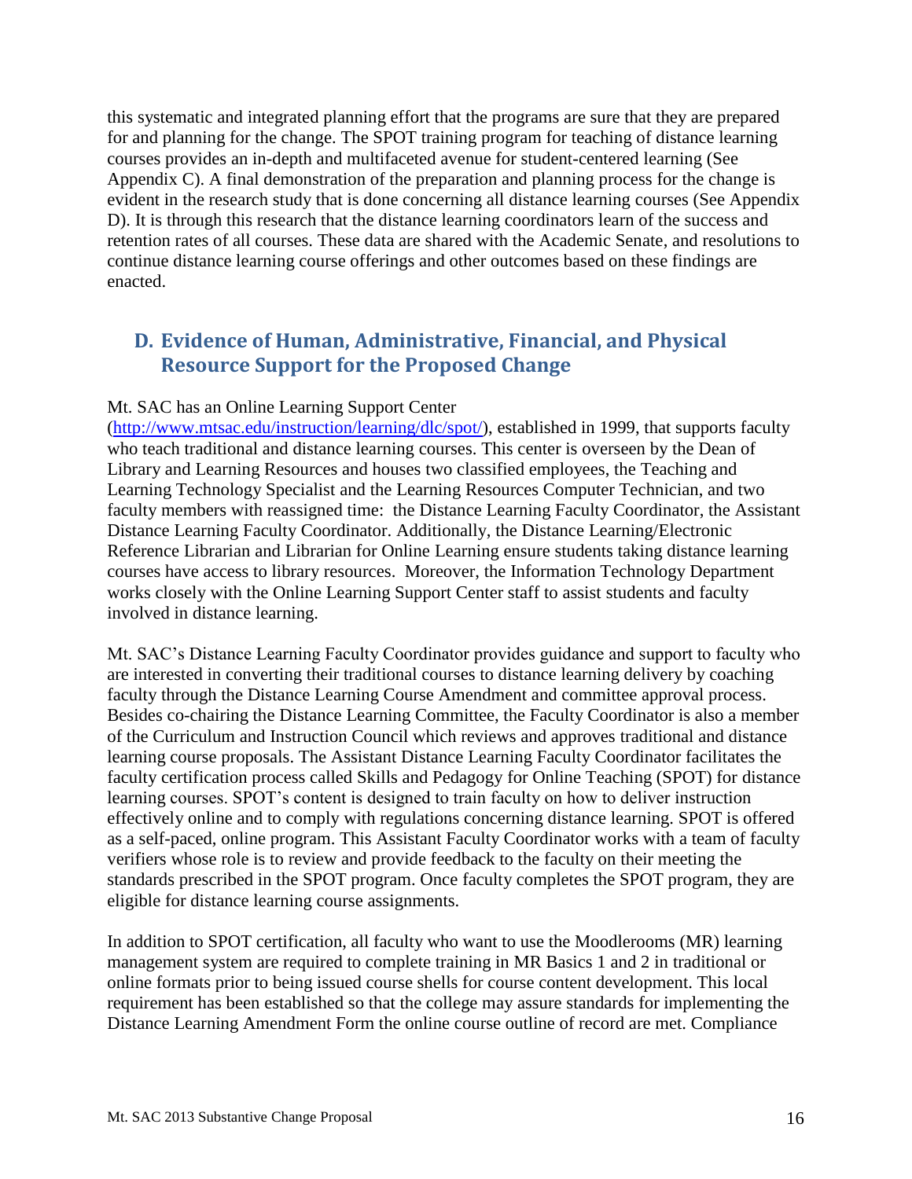this systematic and integrated planning effort that the programs are sure that they are prepared for and planning for the change. The SPOT training program for teaching of distance learning courses provides an in-depth and multifaceted avenue for student-centered learning (See Appendix C). A final demonstration of the preparation and planning process for the change is evident in the research study that is done concerning all distance learning courses (See Appendix D). It is through this research that the distance learning coordinators learn of the success and retention rates of all courses. These data are shared with the Academic Senate, and resolutions to continue distance learning course offerings and other outcomes based on these findings are enacted.

## D. Evidence of Human, Administrative, Financial, and Physical Resource Support for the Proposed Change

Mt. SAC has an Online Learning Support Center (http://www.mtsac.edu/instruction/learning/dlc/spot/), established in 1999, that supports faculty who teach traditional and distance learning courses. This center is overseen by the Dean of Library and Learning Resources and houses two classified employees, the Teaching and Learning Technology Specialist and the Learning Resources Computer Technician, and two faculty members with reassigned time: the Distance Learning Faculty Coordinator, the Assistant Distance Learning Faculty Coordinator. Additionally, the Distance Learning/Electronic Reference Librarian and Librarian for Online Learning ensure students taking distance learning courses have access to library resources. Moreover, the Information Technology Department works closely with the Online Learning Support Center staff to assist students and faculty involved in distance learning.

Mt. SAC's Distance Learning Faculty Coordinator provides guidance and support to faculty who are interested in converting their traditional courses to distance learning delivery by coaching faculty through the Distance Learning Course Amendment and committee approval process. Besides co-chairing the Distance Learning Committee, the Faculty Coordinator is also a member of the Curriculum and Instruction Council which reviews and approves traditional and distance learning course proposals. The Assistant Distance Learning Faculty Coordinator facilitates the faculty certification process called Skills and Pedagogy for Online Teaching (SPOT) for distance learning courses. SPOT's content is designed to train faculty on how to deliver instruction effectively online and to comply with regulations concerning distance learning. SPOT is offered as a self-paced, online program. This Assistant Faculty Coordinator works with a team of faculty verifiers whose role is to review and provide feedback to the faculty on their meeting the standards prescribed in the SPOT program. Once faculty completes the SPOT program, they are eligible for distance learning course assignments.

In addition to SPOT certification, all faculty who want to use the Moodlerooms (MR) learning management system are required to complete training in MR Basics 1 and 2 in traditional or online formats prior to being issued course shells for course content development. This local requirement has been established so that the college may assure standards for implementing the Distance Learning Amendment Form the online course outline of record are met. Compliance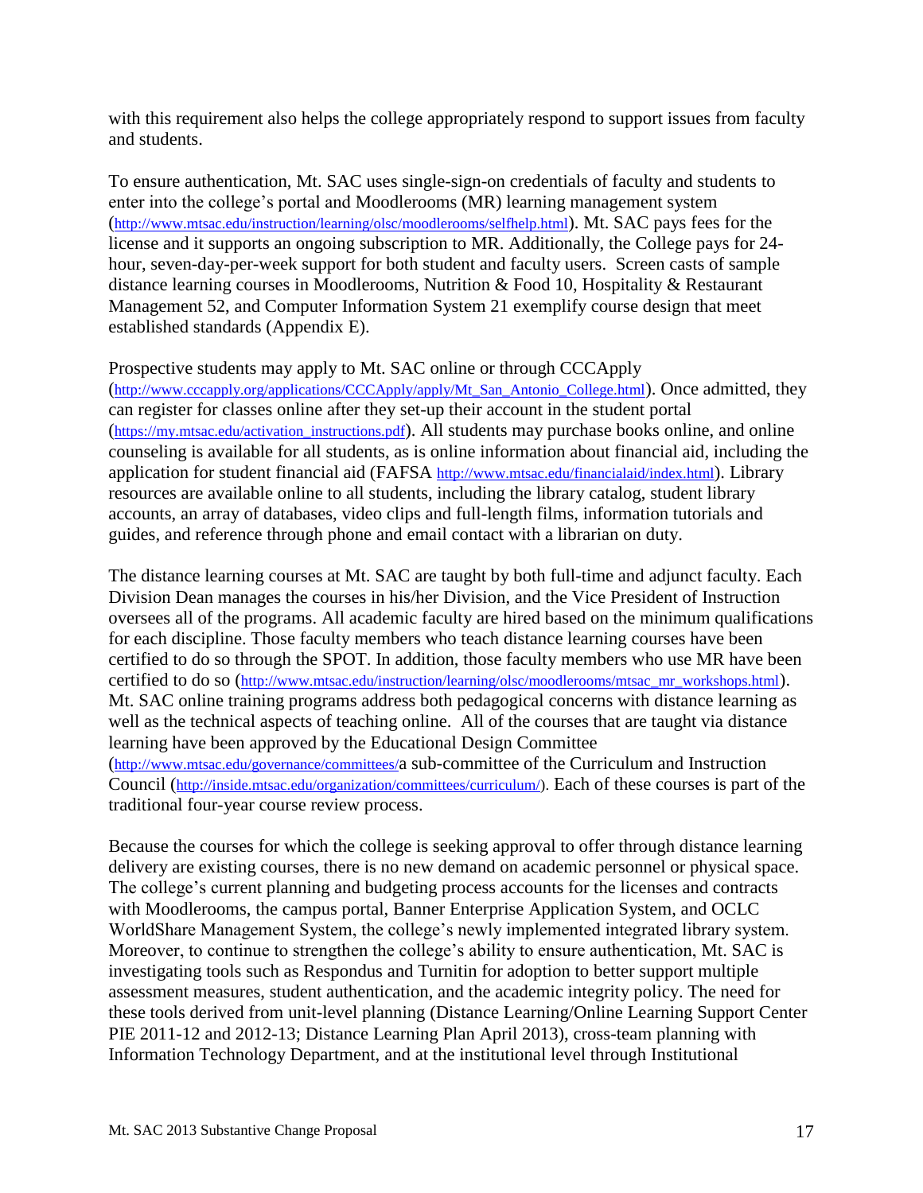with this requirement also helps the college appropriately respond to support issues from faculty and students.

To ensure authentication, Mt. SAC uses single-sign-on credentials of faculty and students to enter into the college's portal and Moodlerooms (MR) learning management system (http://www.mtsac.edu/instruction/learning/olsc/moodlerooms/selfhelp.html). Mt. SAC pays fees for the license and it supports an ongoing subscription to MR. Additionally, the College pays for 24-hour, seven-day-per-week support for both student and faculty users. Screen casts of sample distance learning courses in Moodlerooms, Nutrition & Food 10, Hospitality & Restaurant Management 52, and Computer Information System 21 exemplify course design that meet established standards (Appendix E).

Prospective students may apply to Mt. SAC online or through CCCApply (http://www.cccapply.org/applications/CCCApply/apply/Mt_San_Antonio_College.html). Once admitted, they can register for classes online after they set-up their account in the student portal (https://my.mtsac.edu/activation_instructions.pdf). All students may purchase books online, and online counseling is available for all students, as is online information about financial aid, including the application for student financial aid (FAFSA http://www.mtsac.edu/financialaid/index.html). Library resources are available online to all students, including the library catalog, student library accounts, an array of databases, video clips and full-length films, information tutorials and guides, and reference through phone and email contact with a librarian on duty.

The distance learning courses at Mt. SAC are taught by both full-time and adjunct faculty. Each Division Dean manages the courses in his/her Division, and the Vice President of Instruction oversees all of the programs. All academic faculty are hired based on the minimum qualifications for each discipline. Those faculty members who teach distance learning courses have been certified to do so through the SPOT. In addition, those faculty members who use MR have been certified to do so (http://www.mtsac.edu/instruction/learning/olsc/moodlerooms/mtsac_mr_workshops.html). Mt. SAC online training programs address both pedagogical concerns with distance learning as well as the technical aspects of teaching online. All of the courses that are taught via distance learning have been approved by the Educational Design Committee (http://www.mtsac.edu/governance/committees/a sub-committee of the Curriculum and Instruction Council (http://inside.mtsac.edu/organization/committees/curriculum/). Each of these courses is part of the traditional four-year course review process.

Because the courses for which the college is seeking approval to offer through distance learning delivery are existing courses, there is no new demand on academic personnel or physical space. The college's current planning and budgeting process accounts for the licenses and contracts with Moodlerooms, the campus portal, Banner Enterprise Application System, and OCLC WorldShare Management System, the college's newly implemented integrated library system. Moreover, to continue to strengthen the college's ability to ensure authentication, Mt. SAC is investigating tools such as Respondus and Turnitin for adoption to better support multiple assessment measures, student authentication, and the academic integrity policy. The need for these tools derived from unit-level planning (Distance Learning/Online Learning Support Center PIE 2011-12 and 2012-13; Distance Learning Plan April 2013), cross-team planning with Information Technology Department, and at the institutional level through Institutional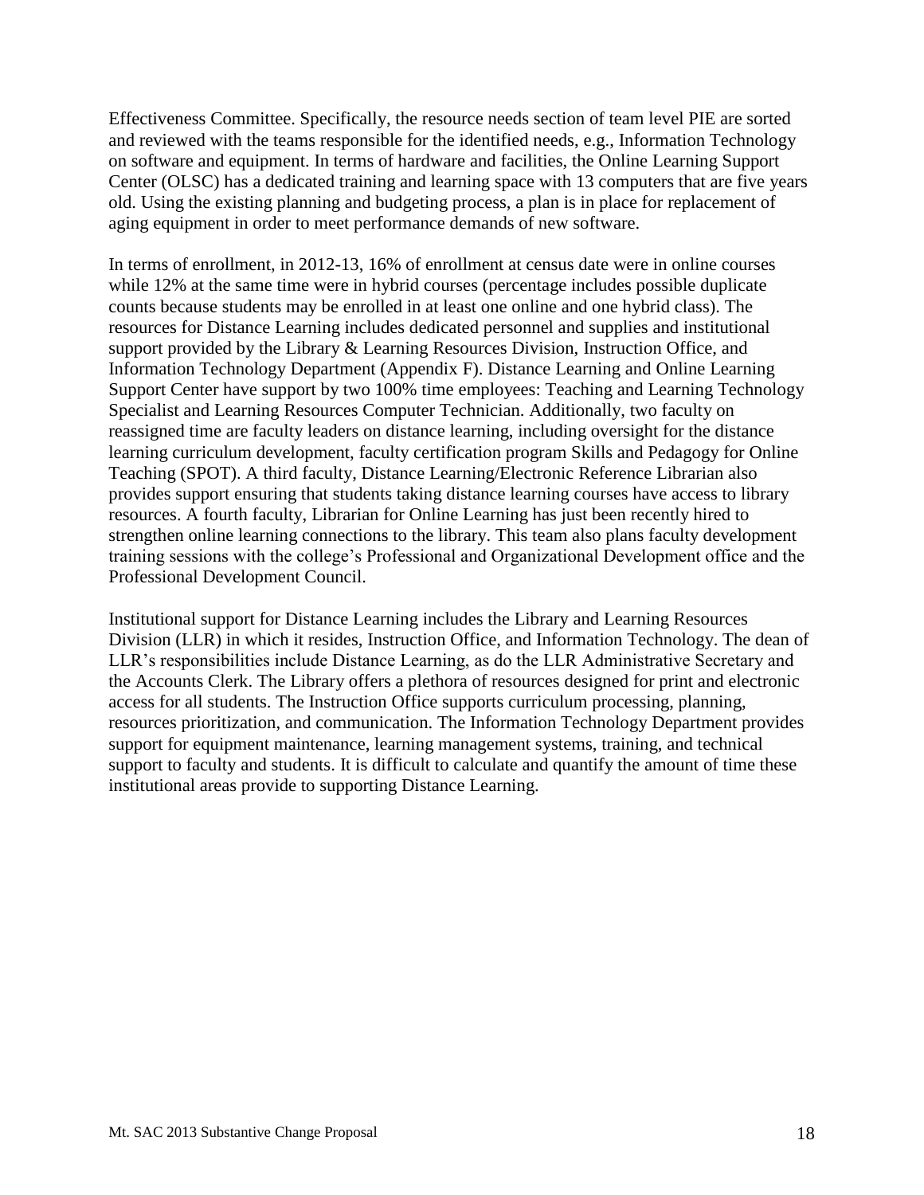Effectiveness Committee. Specifically, the resource needs section of team level PIE are sorted and reviewed with the teams responsible for the identified needs, e.g., Information Technology on software and equipment. In terms of hardware and facilities, the Online Learning Support Center (OLSC) has a dedicated training and learning space with 13 computers that are five years old. Using the existing planning and budgeting process, a plan is in place for replacement of aging equipment in order to meet performance demands of new software.

In terms of enrollment, in 2012-13, 16% of enrollment at census date were in online courses while 12% at the same time were in hybrid courses (percentage includes possible duplicate counts because students may be enrolled in at least one online and one hybrid class). The resources for Distance Learning includes dedicated personnel and supplies and institutional support provided by the Library & Learning Resources Division, Instruction Office, and Information Technology Department (Appendix F). Distance Learning and Online Learning Support Center have support by two 100% time employees: Teaching and Learning Technology Specialist and Learning Resources Computer Technician. Additionally, two faculty on reassigned time are faculty leaders on distance learning, including oversight for the distance learning curriculum development, faculty certification program Skills and Pedagogy for Online Teaching (SPOT). A third faculty, Distance Learning/Electronic Reference Librarian also provides support ensuring that students taking distance learning courses have access to library resources. A fourth faculty, Librarian for Online Learning has just been recently hired to strengthen online learning connections to the library. This team also plans faculty development training sessions with the college's Professional and Organizational Development office and the Professional Development Council.

Institutional support for Distance Learning includes the Library and Learning Resources Division (LLR) in which it resides, Instruction Office, and Information Technology. The dean of LLR's responsibilities include Distance Learning, as do the LLR Administrative Secretary and the Accounts Clerk. The Library offers a plethora of resources designed for print and electronic access for all students. The Instruction Office supports curriculum processing, planning, resources prioritization, and communication. The Information Technology Department provides support for equipment maintenance, learning management systems, training, and technical support to faculty and students. It is difficult to calculate and quantify the amount of time these institutional areas provide to supporting Distance Learning.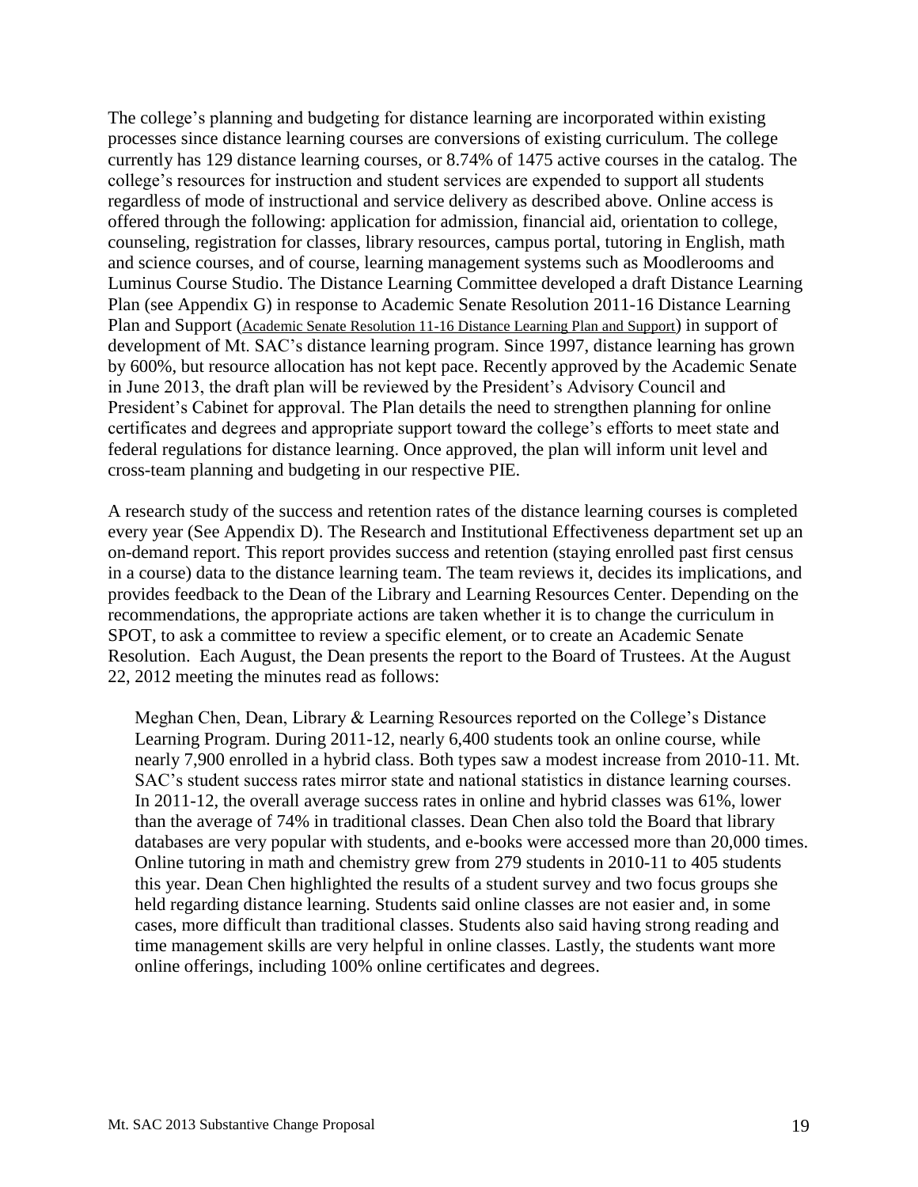The college's planning and budgeting for distance learning are incorporated within existing processes since distance learning courses are conversions of existing curriculum. The college currently has 129 distance learning courses, or 8.74% of 1475 active courses in the catalog. The college's resources for instruction and student services are expended to support all students regardless of mode of instructional and service delivery as described above. Online access is offered through the following: application for admission, financial aid, orientation to college, counseling, registration for classes, library resources, campus portal, tutoring in English, math and science courses, and of course, learning management systems such as Moodlerooms and Luminus Course Studio. The Distance Learning Committee developed a draft Distance Learning Plan (see Appendix G) in response to Academic Senate Resolution 2011-16 Distance Learning Plan and Support (Academic Senate Resolution 11-16 Distance Learning Plan and Support) in support of development of Mt. SAC's distance learning program. Since 1997, distance learning has grown by 600%, but resource allocation has not kept pace. Recently approved by the Academic Senate in June 2013, the draft plan will be reviewed by the President's Advisory Council and President's Cabinet for approval. The Plan details the need to strengthen planning for online certificates and degrees and appropriate support toward the college's efforts to meet state and federal regulations for distance learning. Once approved, the plan will inform unit level and cross-team planning and budgeting in our respective PIE.

A research study of the success and retention rates of the distance learning courses is completed every year (See Appendix D). The Research and Institutional Effectiveness department set up an on-demand report. This report provides success and retention (staying enrolled past first census in a course) data to the distance learning team. The team reviews it, decides its implications, and provides feedback to the Dean of the Library and Learning Resources Center. Depending on the recommendations, the appropriate actions are taken whether it is to change the curriculum in SPOT, to ask a committee to review a specific element, or to create an Academic Senate Resolution. Each August, the Dean presents the report to the Board of Trustees. At the August 22, 2012 meeting the minutes read as follows:

> Meghan Chen, Dean, Library & Learning Resources reported on the College's Distance Learning Program. During 2011-12, nearly 6,400 students took an online course, while nearly 7,900 enrolled in a hybrid class. Both types saw a modest increase from 2010-11. Mt. SAC's student success rates mirror state and national statistics in distance learning courses. In 2011-12, the overall average success rates in online and hybrid classes was 61%, lower than the average of 74% in traditional classes. Dean Chen also told the Board that library databases are very popular with students, and e-books were accessed more than 20,000 times. Online tutoring in math and chemistry grew from 279 students in 2010-11 to 405 students this year. Dean Chen highlighted the results of a student survey and two focus groups she held regarding distance learning. Students said online classes are not easier and, in some cases, more difficult than traditional classes. Students also said having strong reading and time management skills are very helpful in online classes. Lastly, the students want more online offerings, including 100% online certificates and degrees.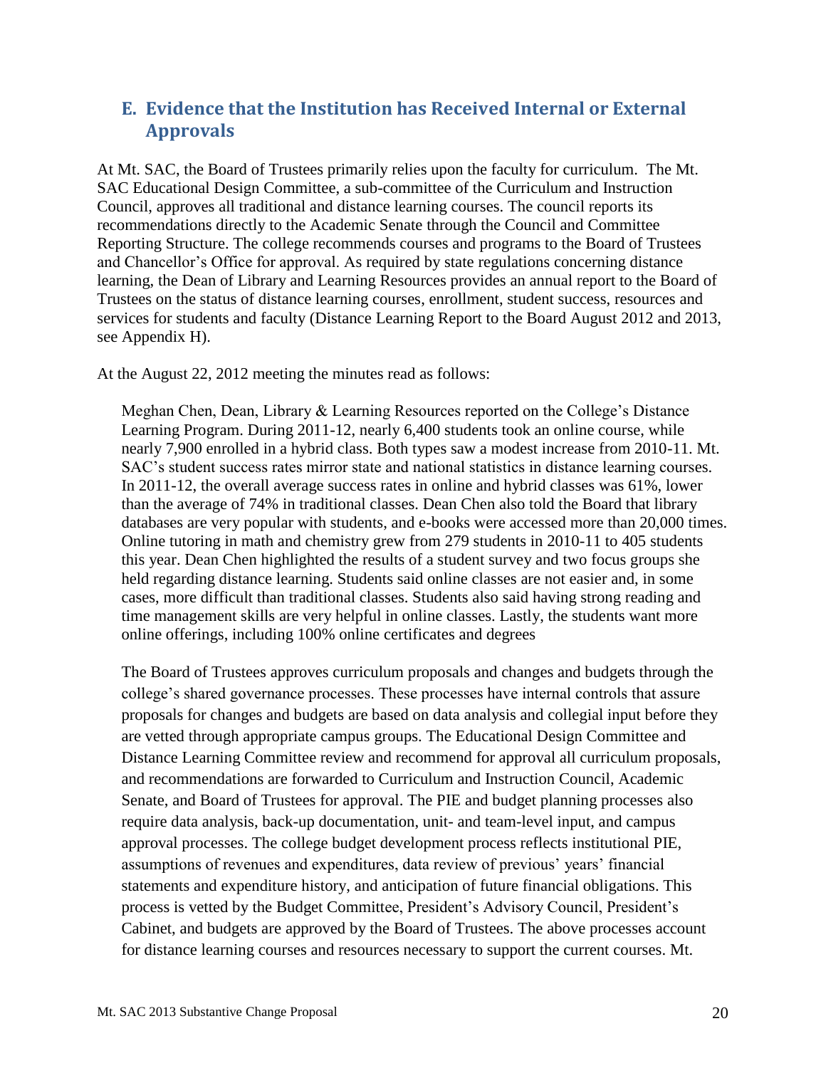## E. Evidence that the Institution has Received Internal or External Approvals

At Mt. SAC, the Board of Trustees primarily relies upon the faculty for curriculum. The Mt. SAC Educational Design Committee, a sub-committee of the Curriculum and Instruction Council, approves all traditional and distance learning courses. The council reports its recommendations directly to the Academic Senate through the Council and Committee Reporting Structure. The college recommends courses and programs to the Board of Trustees and Chancellor's Office for approval. As required by state regulations concerning distance learning, the Dean of Library and Learning Resources provides an annual report to the Board of Trustees on the status of distance learning courses, enrollment, student success, resources and services for students and faculty (Distance Learning Report to the Board August 2012 and 2013, see Appendix H).

At the August 22, 2012 meeting the minutes read as follows:

> Meghan Chen, Dean, Library & Learning Resources reported on the College's Distance Learning Program. During 2011-12, nearly 6,400 students took an online course, while nearly 7,900 enrolled in a hybrid class. Both types saw a modest increase from 2010-11. Mt. SAC's student success rates mirror state and national statistics in distance learning courses. In 2011-12, the overall average success rates in online and hybrid classes was 61%, lower than the average of 74% in traditional classes. Dean Chen also told the Board that library databases are very popular with students, and e-books were accessed more than 20,000 times. Online tutoring in math and chemistry grew from 279 students in 2010-11 to 405 students this year. Dean Chen highlighted the results of a student survey and two focus groups she held regarding distance learning. Students said online classes are not easier and, in some cases, more difficult than traditional classes. Students also said having strong reading and time management skills are very helpful in online classes. Lastly, the students want more online offerings, including 100% online certificates and degrees

The Board of Trustees approves curriculum proposals and changes and budgets through the college's shared governance processes. These processes have internal controls that assure proposals for changes and budgets are based on data analysis and collegial input before they are vetted through appropriate campus groups. The Educational Design Committee and Distance Learning Committee review and recommend for approval all curriculum proposals, and recommendations are forwarded to Curriculum and Instruction Council, Academic Senate, and Board of Trustees for approval. The PIE and budget planning processes also require data analysis, back-up documentation, unit- and team-level input, and campus approval processes. The college budget development process reflects institutional PIE, assumptions of revenues and expenditures, data review of previous' years' financial statements and expenditure history, and anticipation of future financial obligations. This process is vetted by the Budget Committee, President's Advisory Council, President's Cabinet, and budgets are approved by the Board of Trustees. The above processes account for distance learning courses and resources necessary to support the current courses. Mt.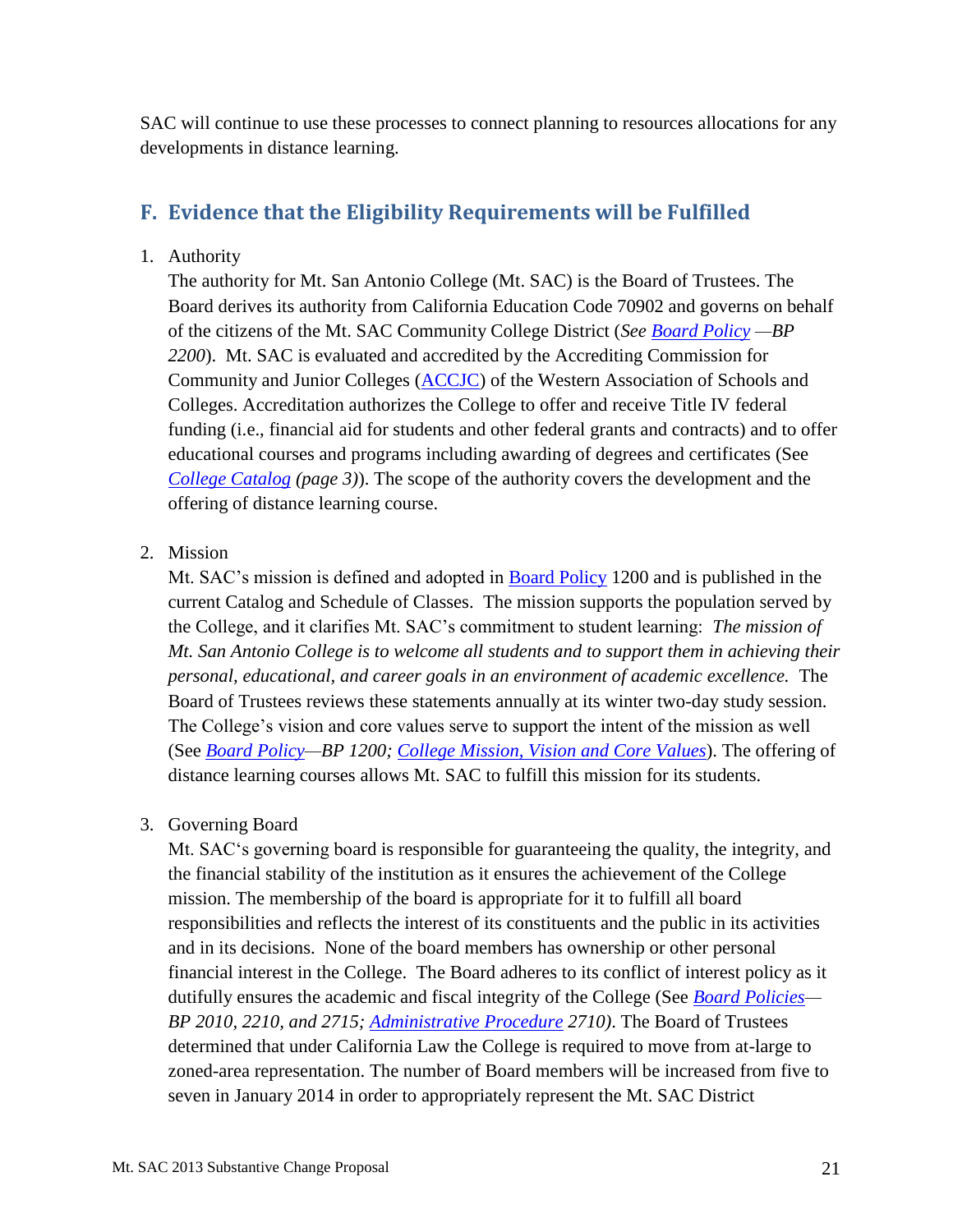SAC will continue to use these processes to connect planning to resources allocations for any developments in distance learning.

## F. Evidence that the Eligibility Requirements will be Fulfilled

1. Authority

   The authority for Mt. San Antonio College (Mt. SAC) is the Board of Trustees. The Board derives its authority from California Education Code 70902 and governs on behalf of the citizens of the Mt. SAC Community College District (*See Board Policy —BP 2200*). Mt. SAC is evaluated and accredited by the Accrediting Commission for Community and Junior Colleges (ACCJC) of the Western Association of Schools and Colleges. Accreditation authorizes the College to offer and receive Title IV federal funding (i.e., financial aid for students and other federal grants and contracts) and to offer educational courses and programs including awarding of degrees and certificates (See *College Catalog (page 3)*). The scope of the authority covers the development and the offering of distance learning course.

2. Mission

   Mt. SAC's mission is defined and adopted in Board Policy 1200 and is published in the current Catalog and Schedule of Classes. The mission supports the population served by the College, and it clarifies Mt. SAC's commitment to student learning: *The mission of Mt. San Antonio College is to welcome all students and to support them in achieving their personal, educational, and career goals in an environment of academic excellence.* The Board of Trustees reviews these statements annually at its winter two-day study session. The College's vision and core values serve to support the intent of the mission as well (See *Board Policy—BP 1200; College Mission, Vision and Core Values*). The offering of distance learning courses allows Mt. SAC to fulfill this mission for its students.

3. Governing Board

   Mt. SAC's governing board is responsible for guaranteeing the quality, the integrity, and the financial stability of the institution as it ensures the achievement of the College mission. The membership of the board is appropriate for it to fulfill all board responsibilities and reflects the interest of its constituents and the public in its activities and in its decisions. None of the board members has ownership or other personal financial interest in the College. The Board adheres to its conflict of interest policy as it dutifully ensures the academic and fiscal integrity of the College (See *Board Policies—BP 2010, 2210, and 2715; Administrative Procedure 2710)*. The Board of Trustees determined that under California Law the College is required to move from at-large to zoned-area representation. The number of Board members will be increased from five to seven in January 2014 in order to appropriately represent the Mt. SAC District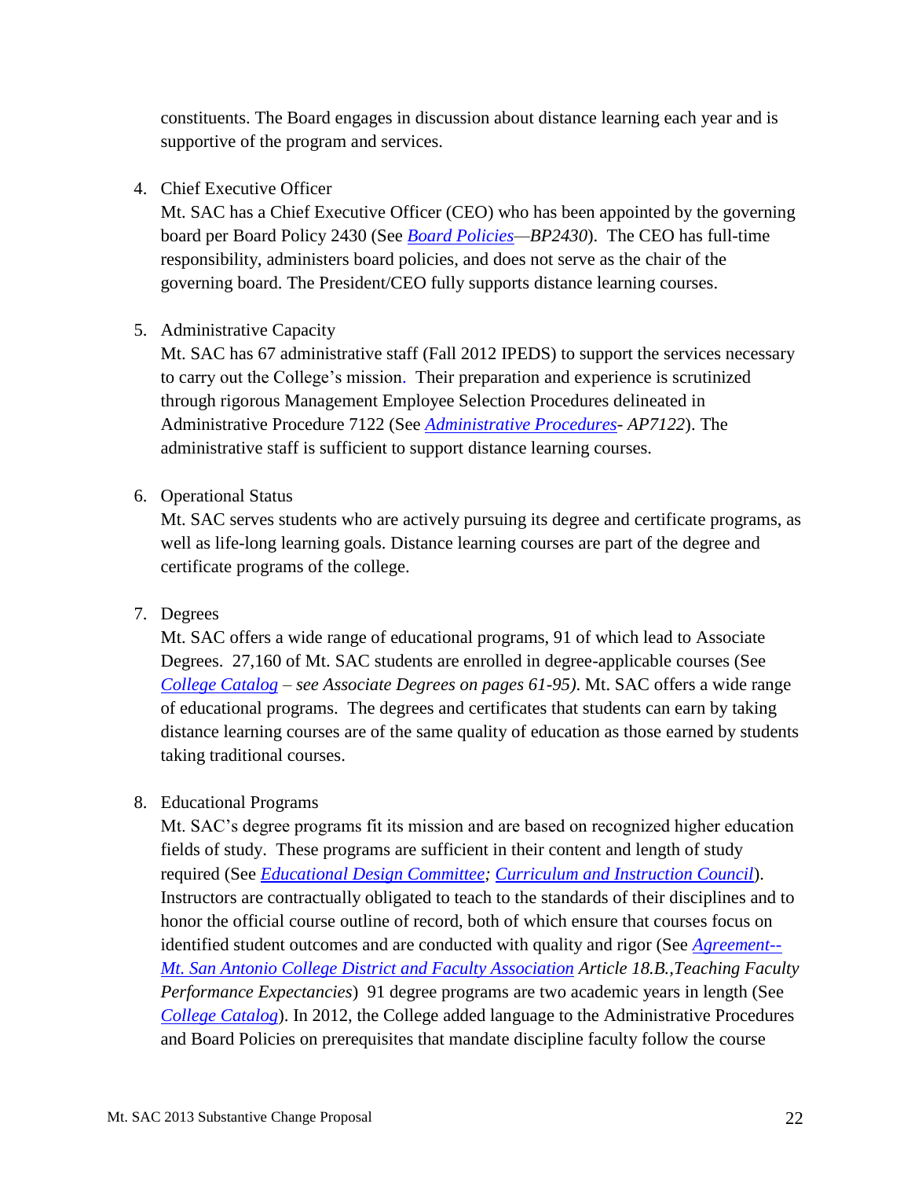constituents. The Board engages in discussion about distance learning each year and is supportive of the program and services.

4. Chief Executive Officer
   Mt. SAC has a Chief Executive Officer (CEO) who has been appointed by the governing board per Board Policy 2430 (See *Board Policies—BP2430*). The CEO has full-time responsibility, administers board policies, and does not serve as the chair of the governing board. The President/CEO fully supports distance learning courses.

5. Administrative Capacity
   Mt. SAC has 67 administrative staff (Fall 2012 IPEDS) to support the services necessary to carry out the College's mission. Their preparation and experience is scrutinized through rigorous Management Employee Selection Procedures delineated in Administrative Procedure 7122 (See *Administrative Procedures- AP7122*). The administrative staff is sufficient to support distance learning courses.

6. Operational Status
   Mt. SAC serves students who are actively pursuing its degree and certificate programs, as well as life-long learning goals. Distance learning courses are part of the degree and certificate programs of the college.

7. Degrees
   Mt. SAC offers a wide range of educational programs, 91 of which lead to Associate Degrees. 27,160 of Mt. SAC students are enrolled in degree-applicable courses (See *College Catalog – see Associate Degrees on pages 61-95)*. Mt. SAC offers a wide range of educational programs. The degrees and certificates that students can earn by taking distance learning courses are of the same quality of education as those earned by students taking traditional courses.

8. Educational Programs
   Mt. SAC's degree programs fit its mission and are based on recognized higher education fields of study. These programs are sufficient in their content and length of study required (See *Educational Design Committee; Curriculum and Instruction Council*). Instructors are contractually obligated to teach to the standards of their disciplines and to honor the official course outline of record, both of which ensure that courses focus on identified student outcomes and are conducted with quality and rigor (See *Agreement--Mt. San Antonio College District and Faculty Association Article 18.B.,Teaching Faculty Performance Expectancies*) 91 degree programs are two academic years in length (See *College Catalog*). In 2012, the College added language to the Administrative Procedures and Board Policies on prerequisites that mandate discipline faculty follow the course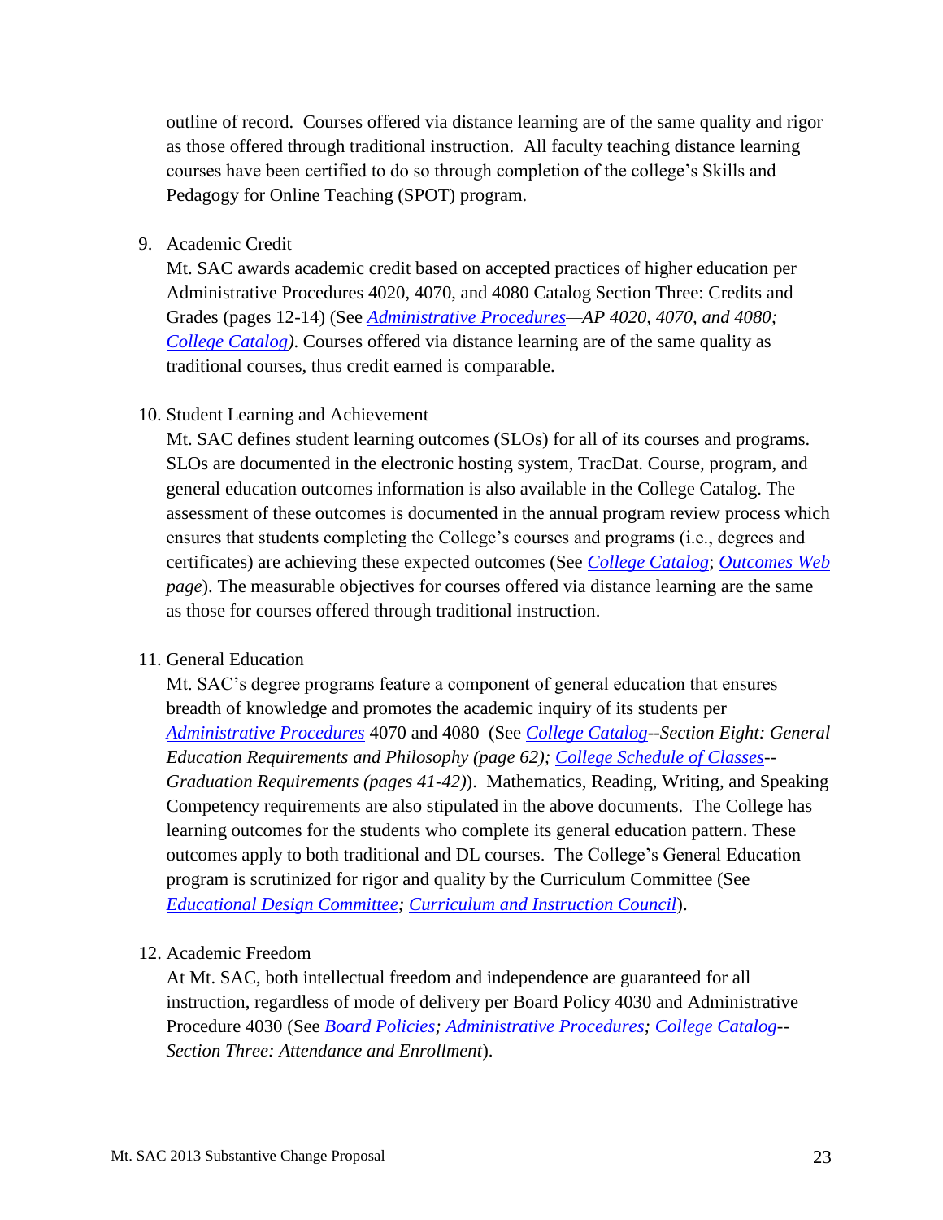outline of record. Courses offered via distance learning are of the same quality and rigor as those offered through traditional instruction. All faculty teaching distance learning courses have been certified to do so through completion of the college's Skills and Pedagogy for Online Teaching (SPOT) program.

9. Academic Credit
   Mt. SAC awards academic credit based on accepted practices of higher education per Administrative Procedures 4020, 4070, and 4080 Catalog Section Three: Credits and Grades (pages 12-14) (See *Administrative Procedures—AP 4020, 4070, and 4080; College Catalog)*. Courses offered via distance learning are of the same quality as traditional courses, thus credit earned is comparable.

10. Student Learning and Achievement
    Mt. SAC defines student learning outcomes (SLOs) for all of its courses and programs. SLOs are documented in the electronic hosting system, TracDat. Course, program, and general education outcomes information is also available in the College Catalog. The assessment of these outcomes is documented in the annual program review process which ensures that students completing the College's courses and programs (i.e., degrees and certificates) are achieving these expected outcomes (See *College Catalog*; *Outcomes Web page*). The measurable objectives for courses offered via distance learning are the same as those for courses offered through traditional instruction.

11. General Education
    Mt. SAC's degree programs feature a component of general education that ensures breadth of knowledge and promotes the academic inquiry of its students per *Administrative Procedures* 4070 and 4080 (See *College Catalog--Section Eight: General Education Requirements and Philosophy (page 62); College Schedule of Classes--Graduation Requirements (pages 41-42)*). Mathematics, Reading, Writing, and Speaking Competency requirements are also stipulated in the above documents. The College has learning outcomes for the students who complete its general education pattern. These outcomes apply to both traditional and DL courses. The College's General Education program is scrutinized for rigor and quality by the Curriculum Committee (See *Educational Design Committee; Curriculum and Instruction Council*).

12. Academic Freedom
    At Mt. SAC, both intellectual freedom and independence are guaranteed for all instruction, regardless of mode of delivery per Board Policy 4030 and Administrative Procedure 4030 (See *Board Policies; Administrative Procedures; College Catalog--Section Three: Attendance and Enrollment*).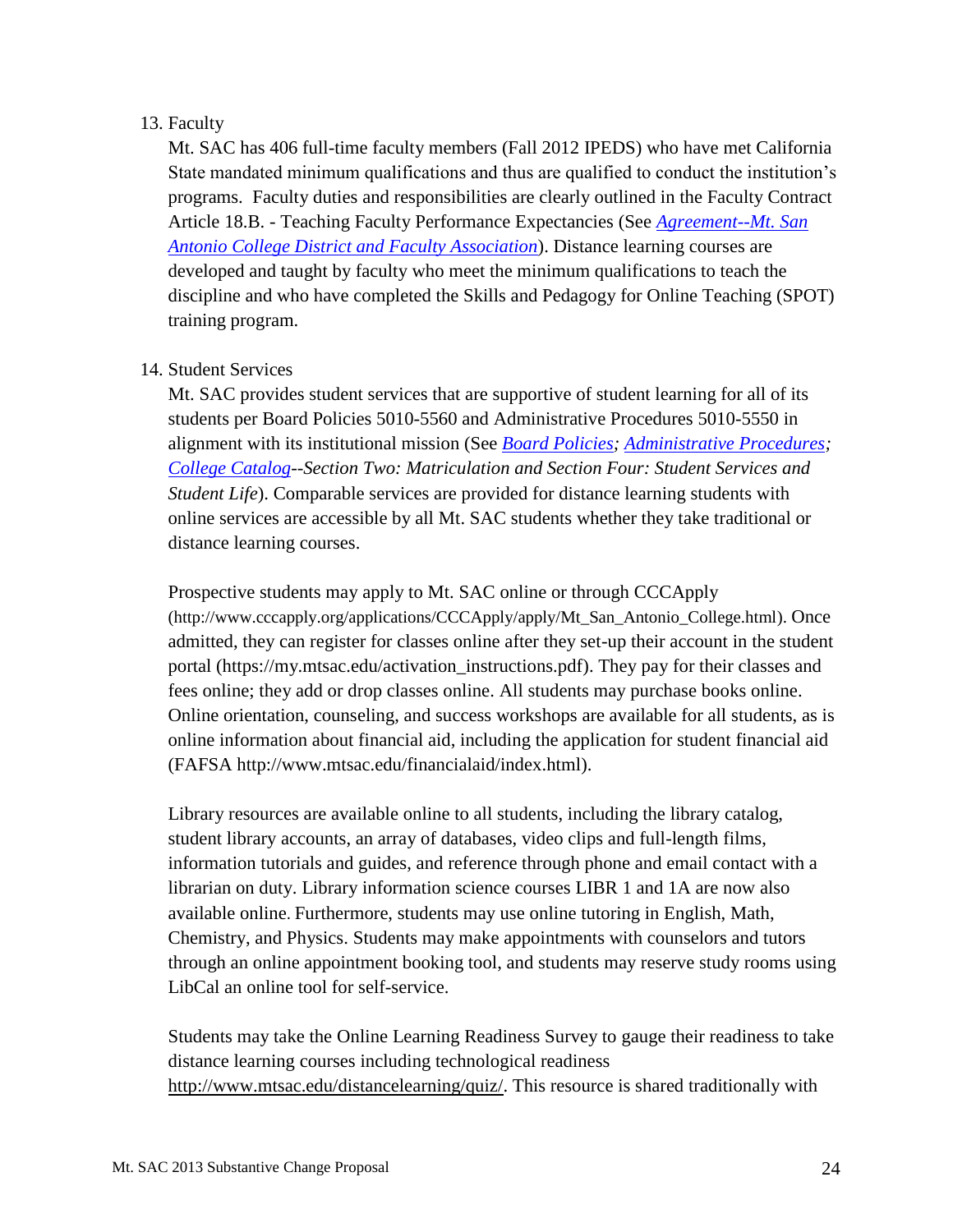13. Faculty

    Mt. SAC has 406 full-time faculty members (Fall 2012 IPEDS) who have met California State mandated minimum qualifications and thus are qualified to conduct the institution's programs. Faculty duties and responsibilities are clearly outlined in the Faculty Contract Article 18.B. - Teaching Faculty Performance Expectancies (See *Agreement--Mt. San Antonio College District and Faculty Association*). Distance learning courses are developed and taught by faculty who meet the minimum qualifications to teach the discipline and who have completed the Skills and Pedagogy for Online Teaching (SPOT) training program.

14. Student Services

    Mt. SAC provides student services that are supportive of student learning for all of its students per Board Policies 5010-5560 and Administrative Procedures 5010-5550 in alignment with its institutional mission (See *Board Policies; Administrative Procedures; College Catalog--Section Two: Matriculation and Section Four: Student Services and Student Life*). Comparable services are provided for distance learning students with online services are accessible by all Mt. SAC students whether they take traditional or distance learning courses.

    Prospective students may apply to Mt. SAC online or through CCCApply (http://www.cccapply.org/applications/CCCApply/apply/Mt_San_Antonio_College.html). Once admitted, they can register for classes online after they set-up their account in the student portal (https://my.mtsac.edu/activation_instructions.pdf). They pay for their classes and fees online; they add or drop classes online. All students may purchase books online. Online orientation, counseling, and success workshops are available for all students, as is online information about financial aid, including the application for student financial aid (FAFSA http://www.mtsac.edu/financialaid/index.html).

    Library resources are available online to all students, including the library catalog, student library accounts, an array of databases, video clips and full-length films, information tutorials and guides, and reference through phone and email contact with a librarian on duty. Library information science courses LIBR 1 and 1A are now also available online. Furthermore, students may use online tutoring in English, Math, Chemistry, and Physics. Students may make appointments with counselors and tutors through an online appointment booking tool, and students may reserve study rooms using LibCal an online tool for self-service.

    Students may take the Online Learning Readiness Survey to gauge their readiness to take distance learning courses including technological readiness http://www.mtsac.edu/distancelearning/quiz/. This resource is shared traditionally with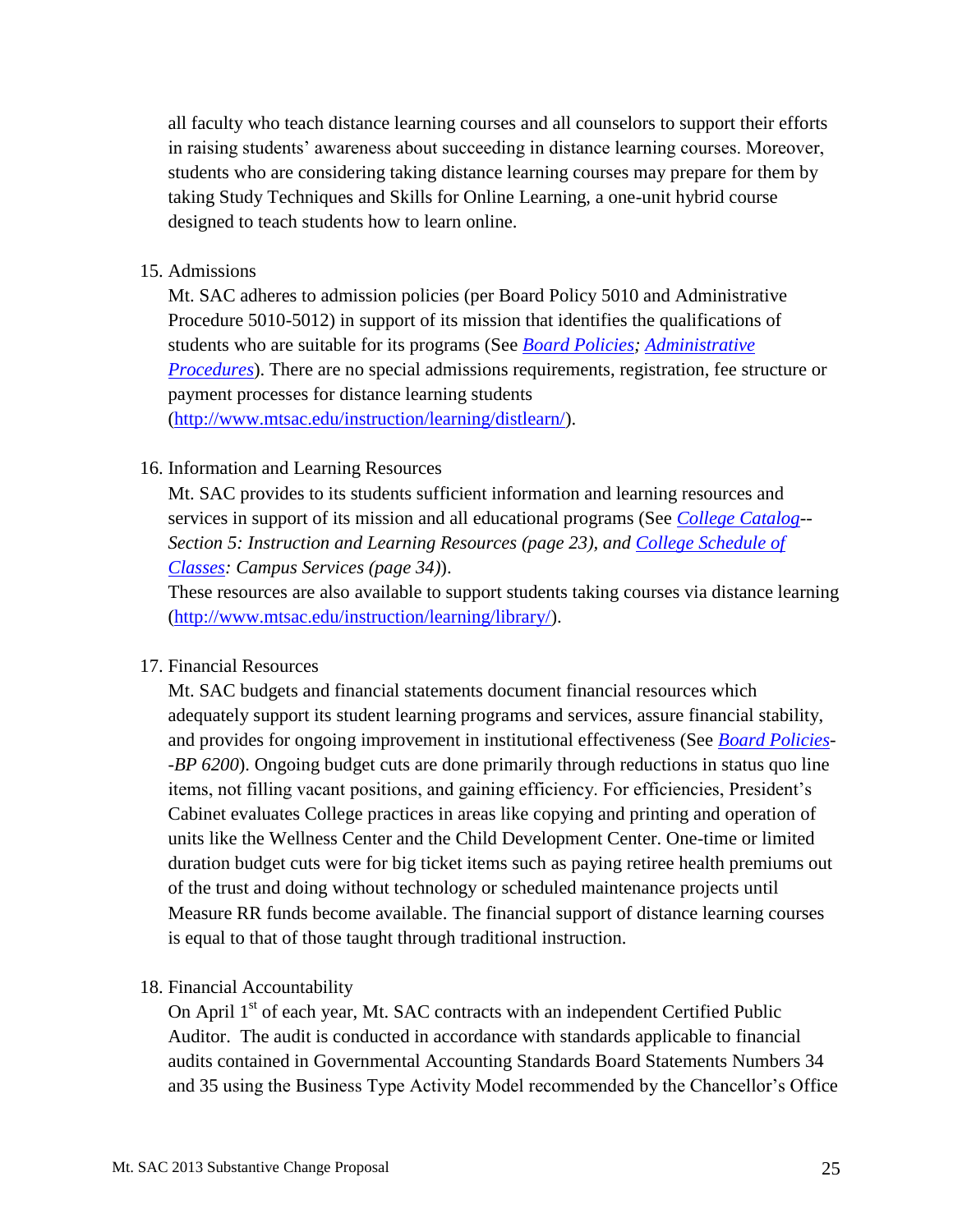all faculty who teach distance learning courses and all counselors to support their efforts in raising students' awareness about succeeding in distance learning courses. Moreover, students who are considering taking distance learning courses may prepare for them by taking Study Techniques and Skills for Online Learning, a one-unit hybrid course designed to teach students how to learn online.

15. Admissions
    Mt. SAC adheres to admission policies (per Board Policy 5010 and Administrative Procedure 5010-5012) in support of its mission that identifies the qualifications of students who are suitable for its programs (See *Board Policies; Administrative Procedures*). There are no special admissions requirements, registration, fee structure or payment processes for distance learning students (http://www.mtsac.edu/instruction/learning/distlearn/).

16. Information and Learning Resources
    Mt. SAC provides to its students sufficient information and learning resources and services in support of its mission and all educational programs (See *College Catalog--Section 5: Instruction and Learning Resources (page 23), and College Schedule of Classes: Campus Services (page 34)*).
    These resources are also available to support students taking courses via distance learning (http://www.mtsac.edu/instruction/learning/library/).

17. Financial Resources
    Mt. SAC budgets and financial statements document financial resources which adequately support its student learning programs and services, assure financial stability, and provides for ongoing improvement in institutional effectiveness (See *Board Policies--BP 6200*). Ongoing budget cuts are done primarily through reductions in status quo line items, not filling vacant positions, and gaining efficiency. For efficiencies, President's Cabinet evaluates College practices in areas like copying and printing and operation of units like the Wellness Center and the Child Development Center. One-time or limited duration budget cuts were for big ticket items such as paying retiree health premiums out of the trust and doing without technology or scheduled maintenance projects until Measure RR funds become available. The financial support of distance learning courses is equal to that of those taught through traditional instruction.

18. Financial Accountability
    On April 1st of each year, Mt. SAC contracts with an independent Certified Public Auditor. The audit is conducted in accordance with standards applicable to financial audits contained in Governmental Accounting Standards Board Statements Numbers 34 and 35 using the Business Type Activity Model recommended by the Chancellor's Office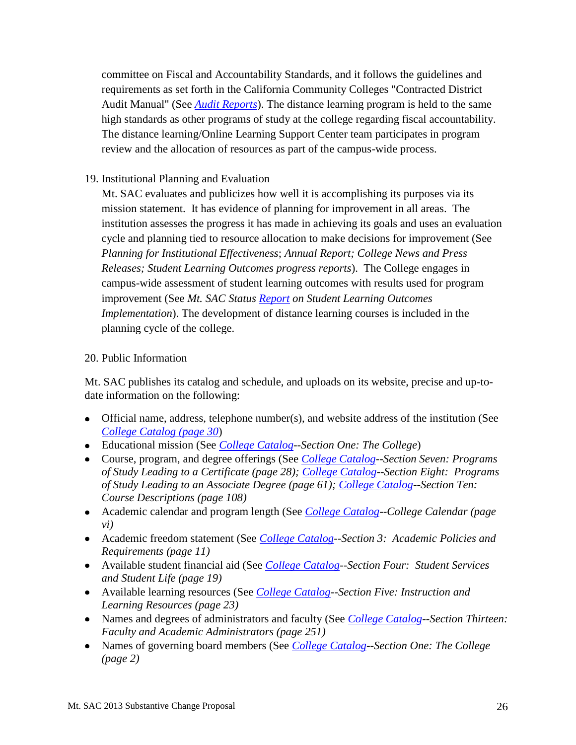committee on Fiscal and Accountability Standards, and it follows the guidelines and requirements as set forth in the California Community Colleges "Contracted District Audit Manual" (See *Audit Reports*). The distance learning program is held to the same high standards as other programs of study at the college regarding fiscal accountability. The distance learning/Online Learning Support Center team participates in program review and the allocation of resources as part of the campus-wide process.

19. Institutional Planning and Evaluation
    Mt. SAC evaluates and publicizes how well it is accomplishing its purposes via its mission statement. It has evidence of planning for improvement in all areas. The institution assesses the progress it has made in achieving its goals and uses an evaluation cycle and planning tied to resource allocation to make decisions for improvement (See *Planning for Institutional Effectiveness*; *Annual Report; College News and Press Releases; Student Learning Outcomes progress reports*). The College engages in campus-wide assessment of student learning outcomes with results used for program improvement (See *Mt. SAC Status Report on Student Learning Outcomes Implementation*). The development of distance learning courses is included in the planning cycle of the college.

20. Public Information

Mt. SAC publishes its catalog and schedule, and uploads on its website, precise and up-to-date information on the following:

- Official name, address, telephone number(s), and website address of the institution (See *College Catalog (page 30*)
- Educational mission (See *College Catalog--Section One: The College*)
- Course, program, and degree offerings (See *College Catalog--Section Seven: Programs of Study Leading to a Certificate (page 28); College Catalog--Section Eight: Programs of Study Leading to an Associate Degree (page 61); College Catalog--Section Ten: Course Descriptions (page 108)*
- Academic calendar and program length (See *College Catalog--College Calendar (page vi)*
- Academic freedom statement (See *College Catalog--Section 3: Academic Policies and Requirements (page 11)*
- Available student financial aid (See *College Catalog--Section Four: Student Services and Student Life (page 19)*
- Available learning resources (See *College Catalog--Section Five: Instruction and Learning Resources (page 23)*
- Names and degrees of administrators and faculty (See *College Catalog--Section Thirteen: Faculty and Academic Administrators (page 251)*
- Names of governing board members (See *College Catalog--Section One: The College (page 2)*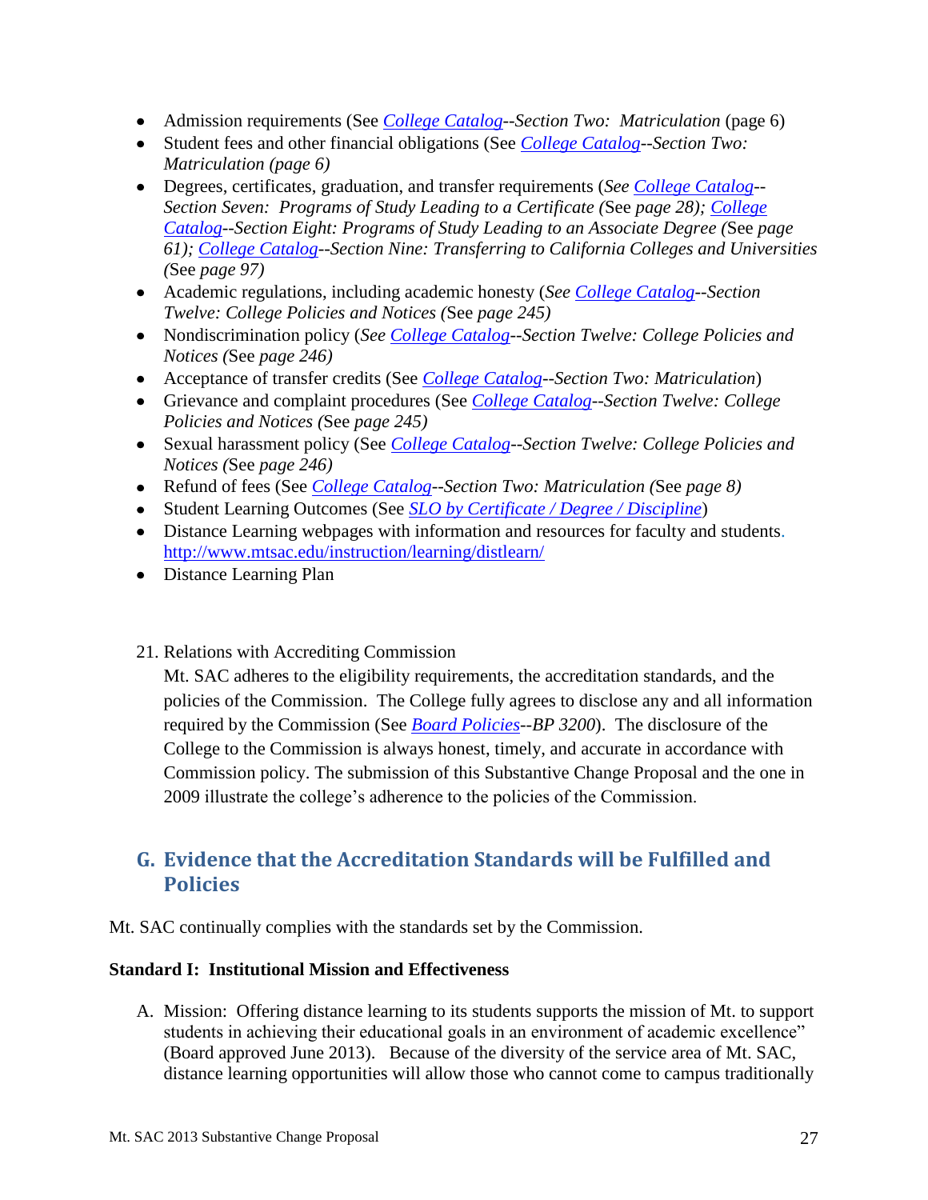- Admission requirements (See [College Catalog](#)--*Section Two: Matriculation* (page 6)
- Student fees and other financial obligations (See [College Catalog](#)--*Section Two: Matriculation (page 6)*
- Degrees, certificates, graduation, and transfer requirements (*See* [College Catalog](#)--*Section Seven: Programs of Study Leading to a Certificate (*See *page 28);* [College Catalog](#)--*Section Eight: Programs of Study Leading to an Associate Degree (*See *page 61);* [College Catalog](#)--*Section Nine: Transferring to California Colleges and Universities (*See *page 97)*
- Academic regulations, including academic honesty (*See* [College Catalog](#)*--Section Twelve: College Policies and Notices (*See *page 245)*
- Nondiscrimination policy (*See* [College Catalog](#)--*Section Twelve: College Policies and Notices (*See *page 246)*
- Acceptance of transfer credits (See [College Catalog](#)--*Section Two: Matriculation*)
- Grievance and complaint procedures (See [College Catalog](#)--*Section Twelve: College Policies and Notices (*See *page 245)*
- Sexual harassment policy (See [College Catalog](#)--*Section Twelve: College Policies and Notices (*See *page 246)*
- Refund of fees (See [College Catalog](#)--*Section Two: Matriculation (*See *page 8)*
- Student Learning Outcomes (See [*SLO by Certificate / Degree / Discipline*](#))
- Distance Learning webpages with information and resources for faculty and students. http://www.mtsac.edu/instruction/learning/distlearn/
- Distance Learning Plan

21. Relations with Accrediting Commission

    Mt. SAC adheres to the eligibility requirements, the accreditation standards, and the policies of the Commission. The College fully agrees to disclose any and all information required by the Commission (See [*Board Policies*](#)*--BP 3200*). The disclosure of the College to the Commission is always honest, timely, and accurate in accordance with Commission policy. The submission of this Substantive Change Proposal and the one in 2009 illustrate the college's adherence to the policies of the Commission.

## G. Evidence that the Accreditation Standards will be Fulfilled and Policies

Mt. SAC continually complies with the standards set by the Commission.

**Standard I: Institutional Mission and Effectiveness**

A. Mission: Offering distance learning to its students supports the mission of Mt. to support students in achieving their educational goals in an environment of academic excellence" (Board approved June 2013). Because of the diversity of the service area of Mt. SAC, distance learning opportunities will allow those who cannot come to campus traditionally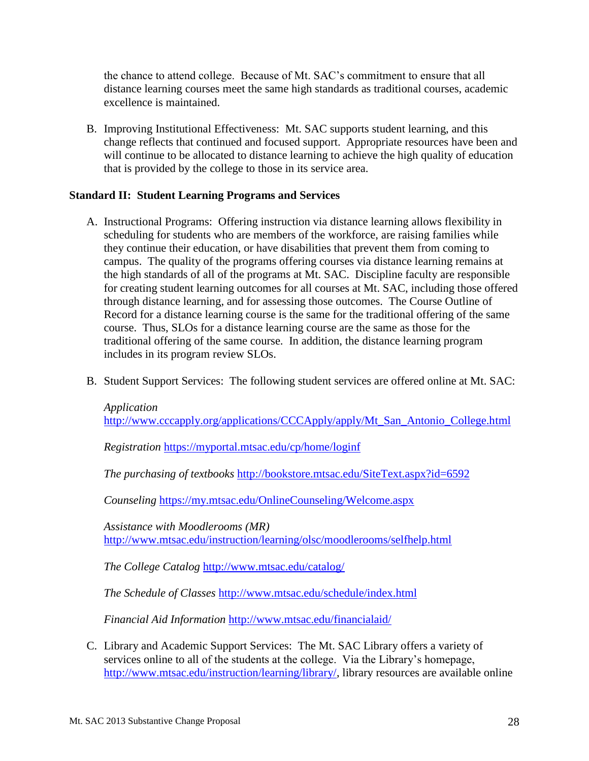the chance to attend college. Because of Mt. SAC's commitment to ensure that all distance learning courses meet the same high standards as traditional courses, academic excellence is maintained.

B. Improving Institutional Effectiveness: Mt. SAC supports student learning, and this change reflects that continued and focused support. Appropriate resources have been and will continue to be allocated to distance learning to achieve the high quality of education that is provided by the college to those in its service area.

**Standard II: Student Learning Programs and Services**

A. Instructional Programs: Offering instruction via distance learning allows flexibility in scheduling for students who are members of the workforce, are raising families while they continue their education, or have disabilities that prevent them from coming to campus. The quality of the programs offering courses via distance learning remains at the high standards of all of the programs at Mt. SAC. Discipline faculty are responsible for creating student learning outcomes for all courses at Mt. SAC, including those offered through distance learning, and for assessing those outcomes. The Course Outline of Record for a distance learning course is the same for the traditional offering of the same course. Thus, SLOs for a distance learning course are the same as those for the traditional offering of the same course. In addition, the distance learning program includes in its program review SLOs.

B. Student Support Services: The following student services are offered online at Mt. SAC:

   *Application* http://www.cccapply.org/applications/CCCApply/apply/Mt_San_Antonio_College.html

   *Registration* https://myportal.mtsac.edu/cp/home/loginf

   *The purchasing of textbooks* http://bookstore.mtsac.edu/SiteText.aspx?id=6592

   *Counseling* https://my.mtsac.edu/OnlineCounseling/Welcome.aspx

   *Assistance with Moodlerooms (MR)* http://www.mtsac.edu/instruction/learning/olsc/moodlerooms/selfhelp.html

   *The College Catalog* http://www.mtsac.edu/catalog/

   *The Schedule of Classes* http://www.mtsac.edu/schedule/index.html

   *Financial Aid Information* http://www.mtsac.edu/financialaid/

C. Library and Academic Support Services: The Mt. SAC Library offers a variety of services online to all of the students at the college. Via the Library's homepage, http://www.mtsac.edu/instruction/learning/library/, library resources are available online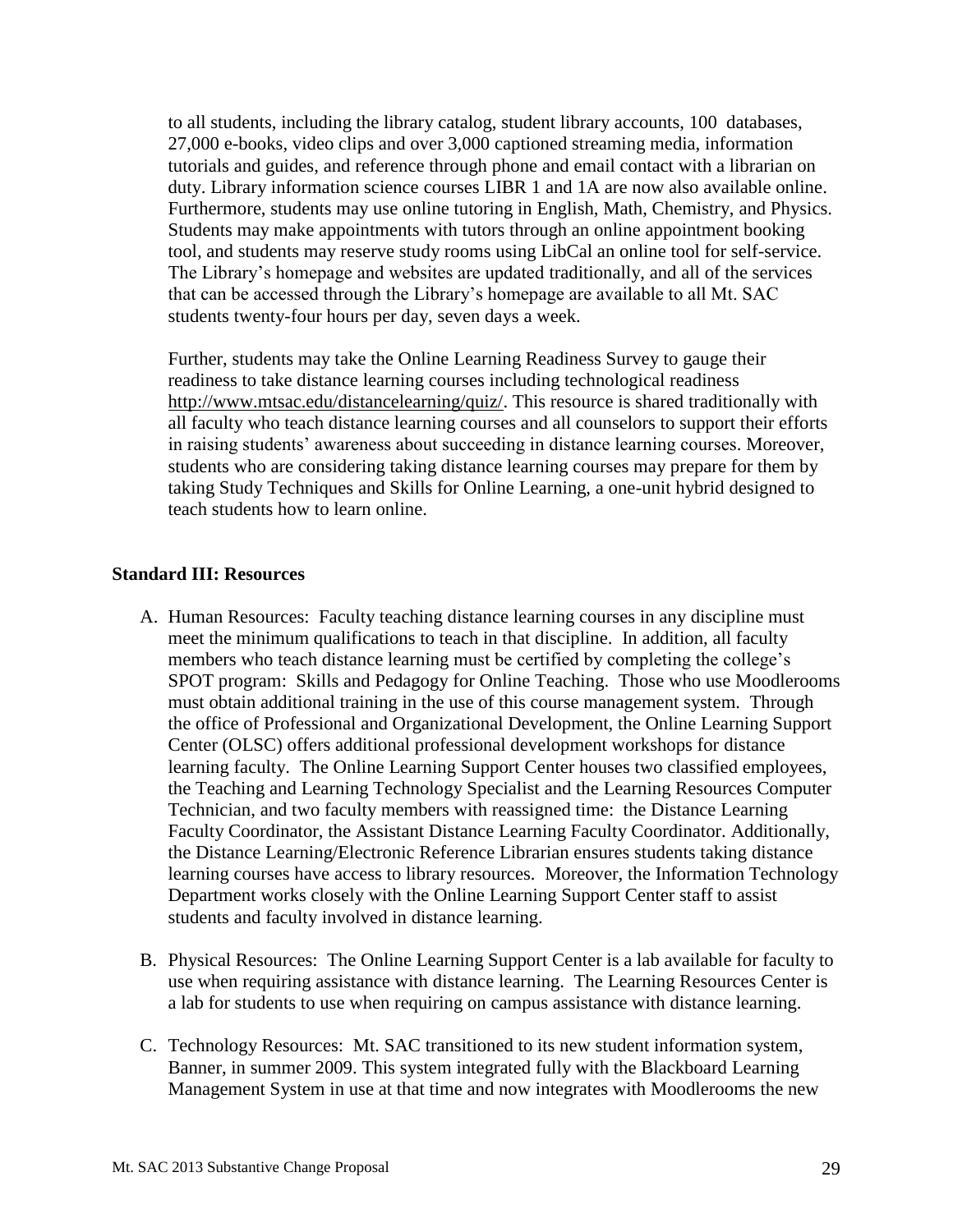to all students, including the library catalog, student library accounts, 100 databases, 27,000 e-books, video clips and over 3,000 captioned streaming media, information tutorials and guides, and reference through phone and email contact with a librarian on duty. Library information science courses LIBR 1 and 1A are now also available online. Furthermore, students may use online tutoring in English, Math, Chemistry, and Physics. Students may make appointments with tutors through an online appointment booking tool, and students may reserve study rooms using LibCal an online tool for self-service. The Library's homepage and websites are updated traditionally, and all of the services that can be accessed through the Library's homepage are available to all Mt. SAC students twenty-four hours per day, seven days a week.

Further, students may take the Online Learning Readiness Survey to gauge their readiness to take distance learning courses including technological readiness http://www.mtsac.edu/distancelearning/quiz/. This resource is shared traditionally with all faculty who teach distance learning courses and all counselors to support their efforts in raising students' awareness about succeeding in distance learning courses. Moreover, students who are considering taking distance learning courses may prepare for them by taking Study Techniques and Skills for Online Learning, a one-unit hybrid designed to teach students how to learn online.

**Standard III: Resources**

A. Human Resources: Faculty teaching distance learning courses in any discipline must meet the minimum qualifications to teach in that discipline. In addition, all faculty members who teach distance learning must be certified by completing the college's SPOT program: Skills and Pedagogy for Online Teaching. Those who use Moodlerooms must obtain additional training in the use of this course management system. Through the office of Professional and Organizational Development, the Online Learning Support Center (OLSC) offers additional professional development workshops for distance learning faculty. The Online Learning Support Center houses two classified employees, the Teaching and Learning Technology Specialist and the Learning Resources Computer Technician, and two faculty members with reassigned time: the Distance Learning Faculty Coordinator, the Assistant Distance Learning Faculty Coordinator. Additionally, the Distance Learning/Electronic Reference Librarian ensures students taking distance learning courses have access to library resources. Moreover, the Information Technology Department works closely with the Online Learning Support Center staff to assist students and faculty involved in distance learning.

B. Physical Resources: The Online Learning Support Center is a lab available for faculty to use when requiring assistance with distance learning. The Learning Resources Center is a lab for students to use when requiring on campus assistance with distance learning.

C. Technology Resources: Mt. SAC transitioned to its new student information system, Banner, in summer 2009. This system integrated fully with the Blackboard Learning Management System in use at that time and now integrates with Moodlerooms the new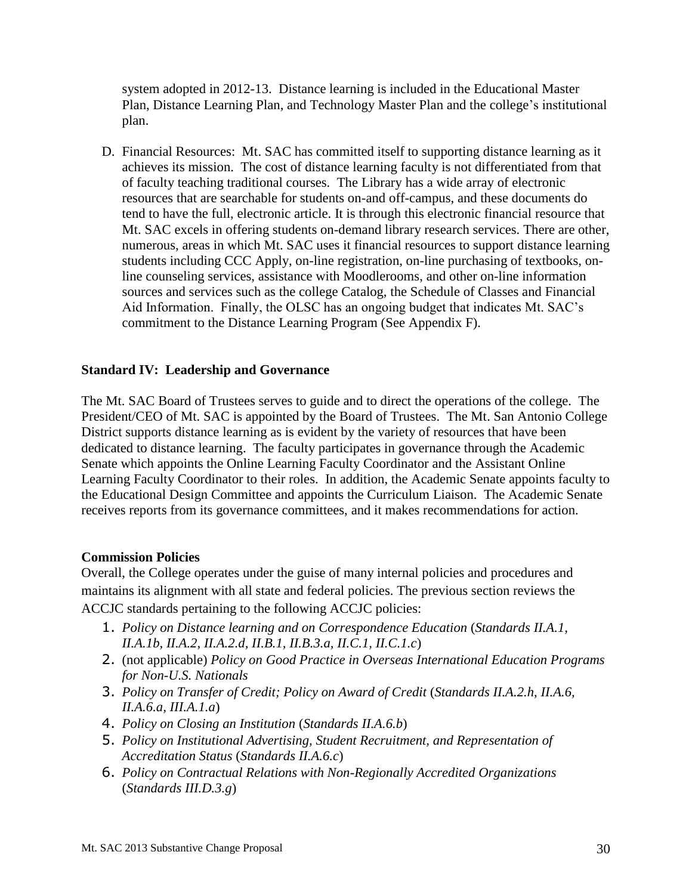system adopted in 2012-13. Distance learning is included in the Educational Master Plan, Distance Learning Plan, and Technology Master Plan and the college's institutional plan.

D. Financial Resources: Mt. SAC has committed itself to supporting distance learning as it achieves its mission. The cost of distance learning faculty is not differentiated from that of faculty teaching traditional courses. The Library has a wide array of electronic resources that are searchable for students on-and off-campus, and these documents do tend to have the full, electronic article. It is through this electronic financial resource that Mt. SAC excels in offering students on-demand library research services. There are other, numerous, areas in which Mt. SAC uses it financial resources to support distance learning students including CCC Apply, on-line registration, on-line purchasing of textbooks, on-line counseling services, assistance with Moodlerooms, and other on-line information sources and services such as the college Catalog, the Schedule of Classes and Financial Aid Information. Finally, the OLSC has an ongoing budget that indicates Mt. SAC's commitment to the Distance Learning Program (See Appendix F).

**Standard IV: Leadership and Governance**

The Mt. SAC Board of Trustees serves to guide and to direct the operations of the college. The President/CEO of Mt. SAC is appointed by the Board of Trustees. The Mt. San Antonio College District supports distance learning as is evident by the variety of resources that have been dedicated to distance learning. The faculty participates in governance through the Academic Senate which appoints the Online Learning Faculty Coordinator and the Assistant Online Learning Faculty Coordinator to their roles. In addition, the Academic Senate appoints faculty to the Educational Design Committee and appoints the Curriculum Liaison. The Academic Senate receives reports from its governance committees, and it makes recommendations for action.

**Commission Policies**

Overall, the College operates under the guise of many internal policies and procedures and maintains its alignment with all state and federal policies. The previous section reviews the ACCJC standards pertaining to the following ACCJC policies:

1. *Policy on Distance learning and on Correspondence Education* (*Standards II.A.1, II.A.1b, II.A.2, II.A.2.d, II.B.1, II.B.3.a, II.C.1, II.C.1.c*)
2. (not applicable) *Policy on Good Practice in Overseas International Education Programs for Non-U.S. Nationals*
3. *Policy on Transfer of Credit; Policy on Award of Credit* (*Standards II.A.2.h, II.A.6, II.A.6.a, III.A.1.a*)
4. *Policy on Closing an Institution* (*Standards II.A.6.b*)
5. *Policy on Institutional Advertising, Student Recruitment, and Representation of Accreditation Status* (*Standards II.A.6.c*)
6. *Policy on Contractual Relations with Non-Regionally Accredited Organizations* (*Standards III.D.3.g*)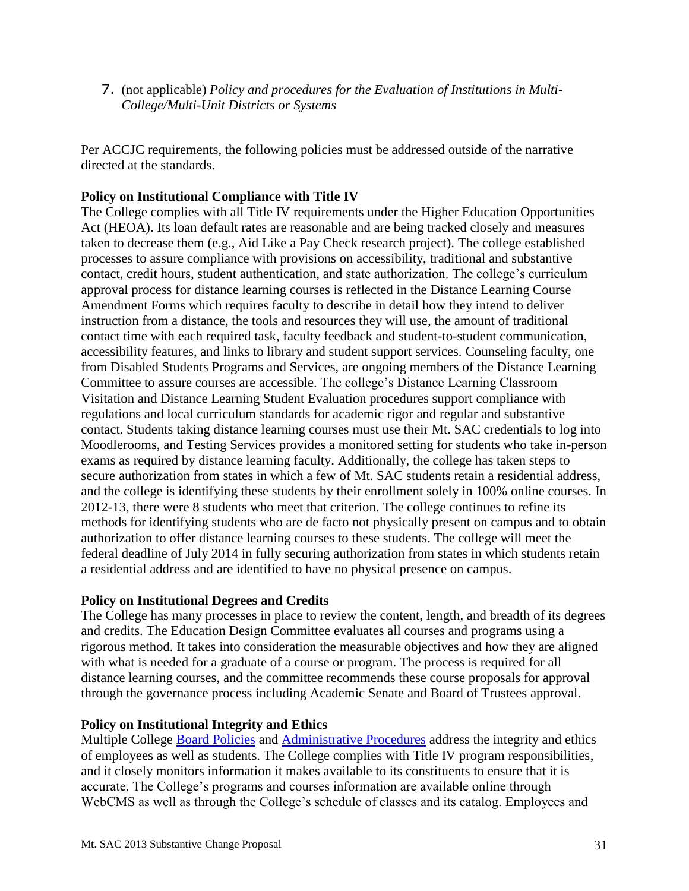7. (not applicable) *Policy and procedures for the Evaluation of Institutions in Multi-College/Multi-Unit Districts or Systems*

Per ACCJC requirements, the following policies must be addressed outside of the narrative directed at the standards.

**Policy on Institutional Compliance with Title IV**

The College complies with all Title IV requirements under the Higher Education Opportunities Act (HEOA). Its loan default rates are reasonable and are being tracked closely and measures taken to decrease them (e.g., Aid Like a Pay Check research project). The college established processes to assure compliance with provisions on accessibility, traditional and substantive contact, credit hours, student authentication, and state authorization. The college's curriculum approval process for distance learning courses is reflected in the Distance Learning Course Amendment Forms which requires faculty to describe in detail how they intend to deliver instruction from a distance, the tools and resources they will use, the amount of traditional contact time with each required task, faculty feedback and student-to-student communication, accessibility features, and links to library and student support services. Counseling faculty, one from Disabled Students Programs and Services, are ongoing members of the Distance Learning Committee to assure courses are accessible. The college's Distance Learning Classroom Visitation and Distance Learning Student Evaluation procedures support compliance with regulations and local curriculum standards for academic rigor and regular and substantive contact. Students taking distance learning courses must use their Mt. SAC credentials to log into Moodlerooms, and Testing Services provides a monitored setting for students who take in-person exams as required by distance learning faculty. Additionally, the college has taken steps to secure authorization from states in which a few of Mt. SAC students retain a residential address, and the college is identifying these students by their enrollment solely in 100% online courses. In 2012-13, there were 8 students who meet that criterion. The college continues to refine its methods for identifying students who are de facto not physically present on campus and to obtain authorization to offer distance learning courses to these students. The college will meet the federal deadline of July 2014 in fully securing authorization from states in which students retain a residential address and are identified to have no physical presence on campus.

**Policy on Institutional Degrees and Credits**

The College has many processes in place to review the content, length, and breadth of its degrees and credits. The Education Design Committee evaluates all courses and programs using a rigorous method. It takes into consideration the measurable objectives and how they are aligned with what is needed for a graduate of a course or program. The process is required for all distance learning courses, and the committee recommends these course proposals for approval through the governance process including Academic Senate and Board of Trustees approval.

**Policy on Institutional Integrity and Ethics**

Multiple College Board Policies and Administrative Procedures address the integrity and ethics of employees as well as students. The College complies with Title IV program responsibilities, and it closely monitors information it makes available to its constituents to ensure that it is accurate. The College's programs and courses information are available online through WebCMS as well as through the College's schedule of classes and its catalog. Employees and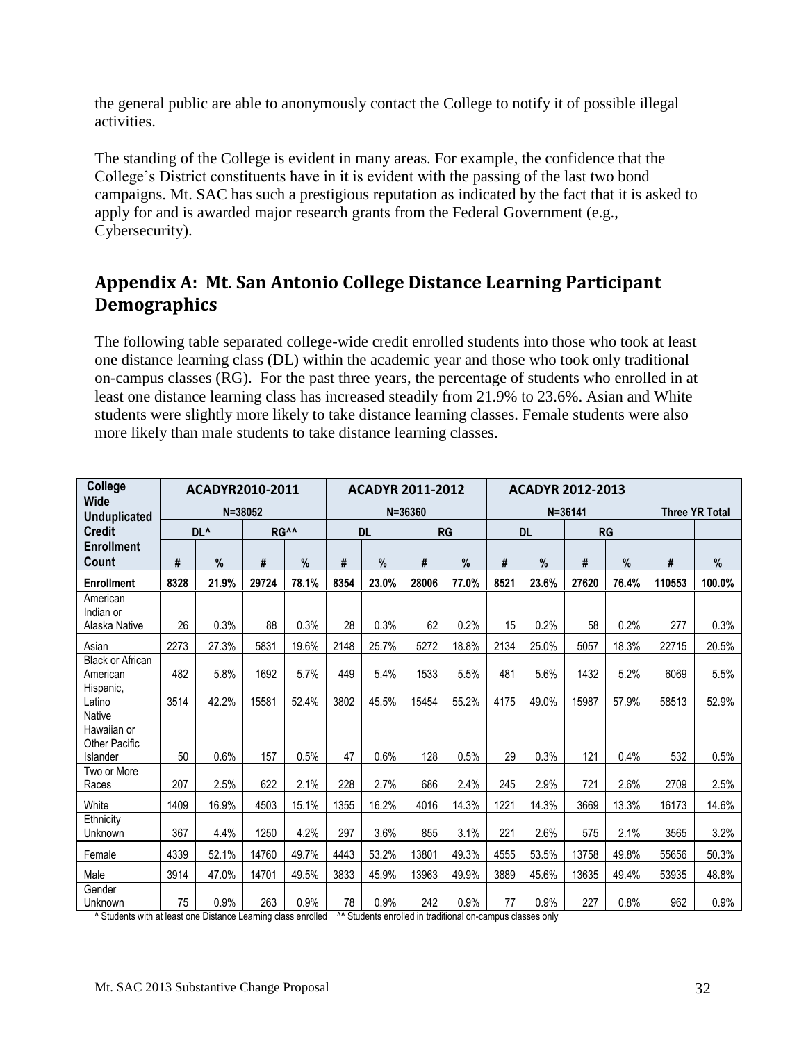the general public are able to anonymously contact the College to notify it of possible illegal activities.

The standing of the College is evident in many areas. For example, the confidence that the College's District constituents have in it is evident with the passing of the last two bond campaigns. Mt. SAC has such a prestigious reputation as indicated by the fact that it is asked to apply for and is awarded major research grants from the Federal Government (e.g., Cybersecurity).

## Appendix A: Mt. San Antonio College Distance Learning Participant Demographics

The following table separated college-wide credit enrolled students into those who took at least one distance learning class (DL) within the academic year and those who took only traditional on-campus classes (RG). For the past three years, the percentage of students who enrolled in at least one distance learning class has increased steadily from 21.9% to 23.6%. Asian and White students were slightly more likely to take distance learning classes. Female students were also more likely than male students to take distance learning classes.

| College Wide Unduplicated Credit Enrollment Count | ACADYR2010-2011 | | | | ACADYR 2011-2012 | | | | ACADYR 2012-2013 | | | | Three YR Total | |
|---|---|---|---|---|---|---|---|---|---|---|---|---|---|---|
| | N=38052 | | | | N=36360 | | | | N=36141 | | | | | |
| | DL^ | | RG^^ | | DL | | RG | | DL | | RG | | | |
| | # | % | # | % | # | % | # | % | # | % | # | % | # | % |
| **Enrollment** | **8328** | **21.9%** | **29724** | **78.1%** | **8354** | **23.0%** | **28006** | **77.0%** | **8521** | **23.6%** | **27620** | **76.4%** | **110553** | **100.0%** |
| American Indian or Alaska Native | 26 | 0.3% | 88 | 0.3% | 28 | 0.3% | 62 | 0.2% | 15 | 0.2% | 58 | 0.2% | 277 | 0.3% |
| Asian | 2273 | 27.3% | 5831 | 19.6% | 2148 | 25.7% | 5272 | 18.8% | 2134 | 25.0% | 5057 | 18.3% | 22715 | 20.5% |
| Black or African American | 482 | 5.8% | 1692 | 5.7% | 449 | 5.4% | 1533 | 5.5% | 481 | 5.6% | 1432 | 5.2% | 6069 | 5.5% |
| Hispanic, Latino | 3514 | 42.2% | 15581 | 52.4% | 3802 | 45.5% | 15454 | 55.2% | 4175 | 49.0% | 15987 | 57.9% | 58513 | 52.9% |
| Native Hawaiian or Other Pacific Islander | 50 | 0.6% | 157 | 0.5% | 47 | 0.6% | 128 | 0.5% | 29 | 0.3% | 121 | 0.4% | 532 | 0.5% |
| Two or More Races | 207 | 2.5% | 622 | 2.1% | 228 | 2.7% | 686 | 2.4% | 245 | 2.9% | 721 | 2.6% | 2709 | 2.5% |
| White | 1409 | 16.9% | 4503 | 15.1% | 1355 | 16.2% | 4016 | 14.3% | 1221 | 14.3% | 3669 | 13.3% | 16173 | 14.6% |
| Ethnicity Unknown | 367 | 4.4% | 1250 | 4.2% | 297 | 3.6% | 855 | 3.1% | 221 | 2.6% | 575 | 2.1% | 3565 | 3.2% |
| Female | 4339 | 52.1% | 14760 | 49.7% | 4443 | 53.2% | 13801 | 49.3% | 4555 | 53.5% | 13758 | 49.8% | 55656 | 50.3% |
| Male | 3914 | 47.0% | 14701 | 49.5% | 3833 | 45.9% | 13963 | 49.9% | 3889 | 45.6% | 13635 | 49.4% | 53935 | 48.8% |
| Gender Unknown | 75 | 0.9% | 263 | 0.9% | 78 | 0.9% | 242 | 0.9% | 77 | 0.9% | 227 | 0.8% | 962 | 0.9% |

^ Students with at least one Distance Learning class enrolled ^^ Students enrolled in traditional on-campus classes only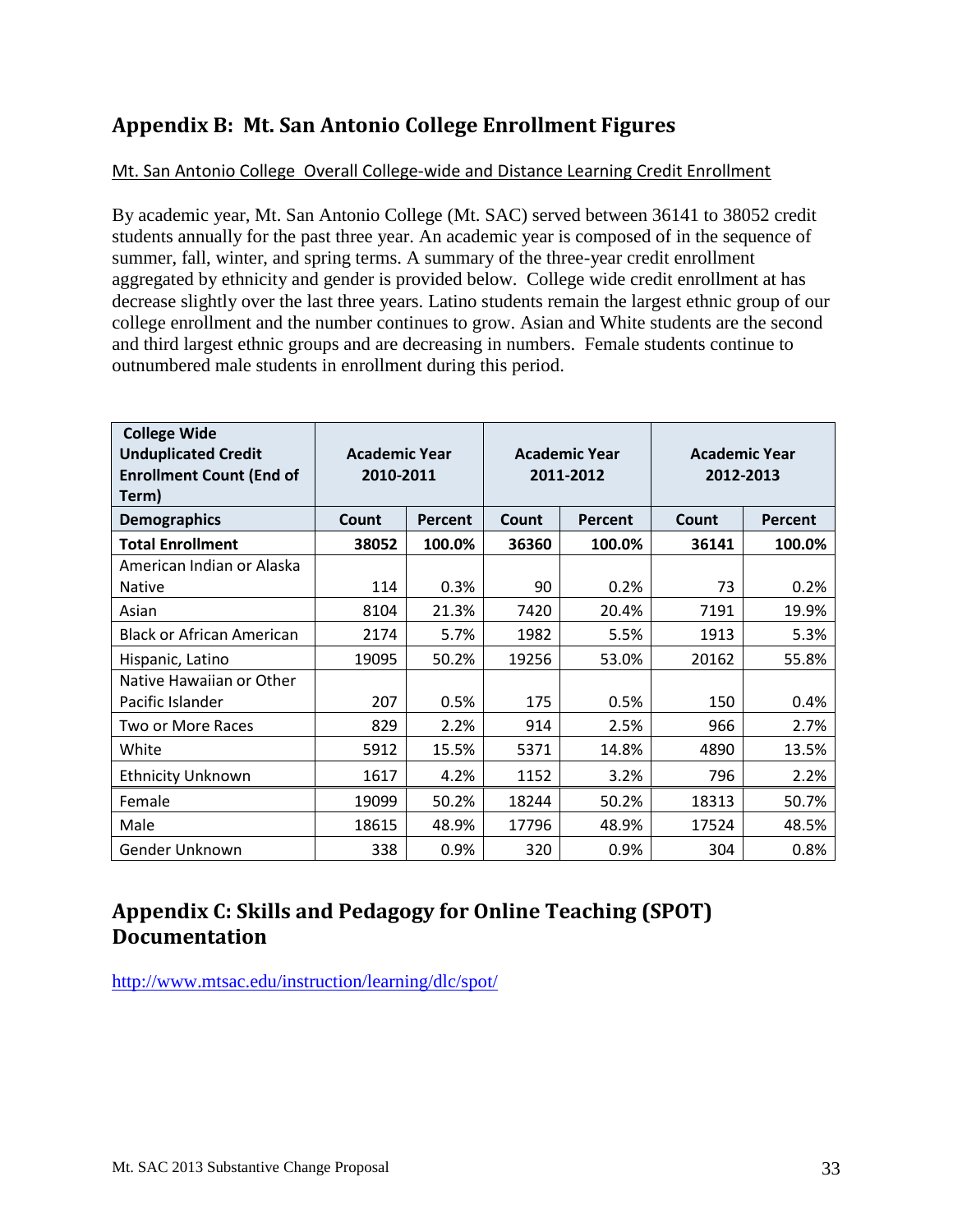## Appendix B: Mt. San Antonio College Enrollment Figures

Mt. San Antonio College Overall College-wide and Distance Learning Credit Enrollment

By academic year, Mt. San Antonio College (Mt. SAC) served between 36141 to 38052 credit students annually for the past three year. An academic year is composed of in the sequence of summer, fall, winter, and spring terms. A summary of the three-year credit enrollment aggregated by ethnicity and gender is provided below. College wide credit enrollment at has decrease slightly over the last three years. Latino students remain the largest ethnic group of our college enrollment and the number continues to grow. Asian and White students are the second and third largest ethnic groups and are decreasing in numbers. Female students continue to outnumbered male students in enrollment during this period.

| College Wide Unduplicated Credit Enrollment Count (End of Term) | Academic Year 2010-2011 | | Academic Year 2011-2012 | | Academic Year 2012-2013 | |
|---|---|---|---|---|---|---|
| **Demographics** | **Count** | **Percent** | **Count** | **Percent** | **Count** | **Percent** |
| **Total Enrollment** | **38052** | **100.0%** | **36360** | **100.0%** | **36141** | **100.0%** |
| American Indian or Alaska Native | 114 | 0.3% | 90 | 0.2% | 73 | 0.2% |
| Asian | 8104 | 21.3% | 7420 | 20.4% | 7191 | 19.9% |
| Black or African American | 2174 | 5.7% | 1982 | 5.5% | 1913 | 5.3% |
| Hispanic, Latino | 19095 | 50.2% | 19256 | 53.0% | 20162 | 55.8% |
| Native Hawaiian or Other Pacific Islander | 207 | 0.5% | 175 | 0.5% | 150 | 0.4% |
| Two or More Races | 829 | 2.2% | 914 | 2.5% | 966 | 2.7% |
| White | 5912 | 15.5% | 5371 | 14.8% | 4890 | 13.5% |
| Ethnicity Unknown | 1617 | 4.2% | 1152 | 3.2% | 796 | 2.2% |
| Female | 19099 | 50.2% | 18244 | 50.2% | 18313 | 50.7% |
| Male | 18615 | 48.9% | 17796 | 48.9% | 17524 | 48.5% |
| Gender Unknown | 338 | 0.9% | 320 | 0.9% | 304 | 0.8% |

## Appendix C: Skills and Pedagogy for Online Teaching (SPOT) Documentation

http://www.mtsac.edu/instruction/learning/dlc/spot/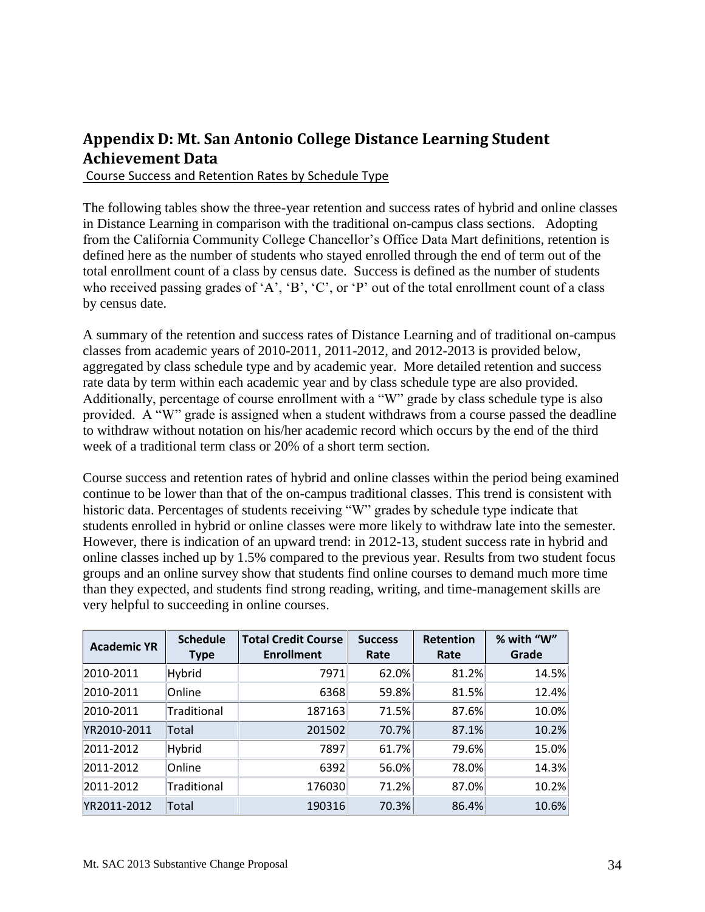## Appendix D: Mt. San Antonio College Distance Learning Student Achievement Data

Course Success and Retention Rates by Schedule Type

The following tables show the three-year retention and success rates of hybrid and online classes in Distance Learning in comparison with the traditional on-campus class sections. Adopting from the California Community College Chancellor's Office Data Mart definitions, retention is defined here as the number of students who stayed enrolled through the end of term out of the total enrollment count of a class by census date. Success is defined as the number of students who received passing grades of 'A', 'B', 'C', or 'P' out of the total enrollment count of a class by census date.

A summary of the retention and success rates of Distance Learning and of traditional on-campus classes from academic years of 2010-2011, 2011-2012, and 2012-2013 is provided below, aggregated by class schedule type and by academic year. More detailed retention and success rate data by term within each academic year and by class schedule type are also provided. Additionally, percentage of course enrollment with a "W" grade by class schedule type is also provided. A "W" grade is assigned when a student withdraws from a course passed the deadline to withdraw without notation on his/her academic record which occurs by the end of the third week of a traditional term class or 20% of a short term section.

Course success and retention rates of hybrid and online classes within the period being examined continue to be lower than that of the on-campus traditional classes. This trend is consistent with historic data. Percentages of students receiving "W" grades by schedule type indicate that students enrolled in hybrid or online classes were more likely to withdraw late into the semester. However, there is indication of an upward trend: in 2012-13, student success rate in hybrid and online classes inched up by 1.5% compared to the previous year. Results from two student focus groups and an online survey show that students find online courses to demand much more time than they expected, and students find strong reading, writing, and time-management skills are very helpful to succeeding in online courses.

| Academic YR | Schedule Type | Total Credit Course Enrollment | Success Rate | Retention Rate | % with "W" Grade |
|---|---|---|---|---|---|
| 2010-2011 | Hybrid | 7971 | 62.0% | 81.2% | 14.5% |
| 2010-2011 | Online | 6368 | 59.8% | 81.5% | 12.4% |
| 2010-2011 | Traditional | 187163 | 71.5% | 87.6% | 10.0% |
| YR2010-2011 | Total | 201502 | 70.7% | 87.1% | 10.2% |
| 2011-2012 | Hybrid | 7897 | 61.7% | 79.6% | 15.0% |
| 2011-2012 | Online | 6392 | 56.0% | 78.0% | 14.3% |
| 2011-2012 | Traditional | 176030 | 71.2% | 87.0% | 10.2% |
| YR2011-2012 | Total | 190316 | 70.3% | 86.4% | 10.6% |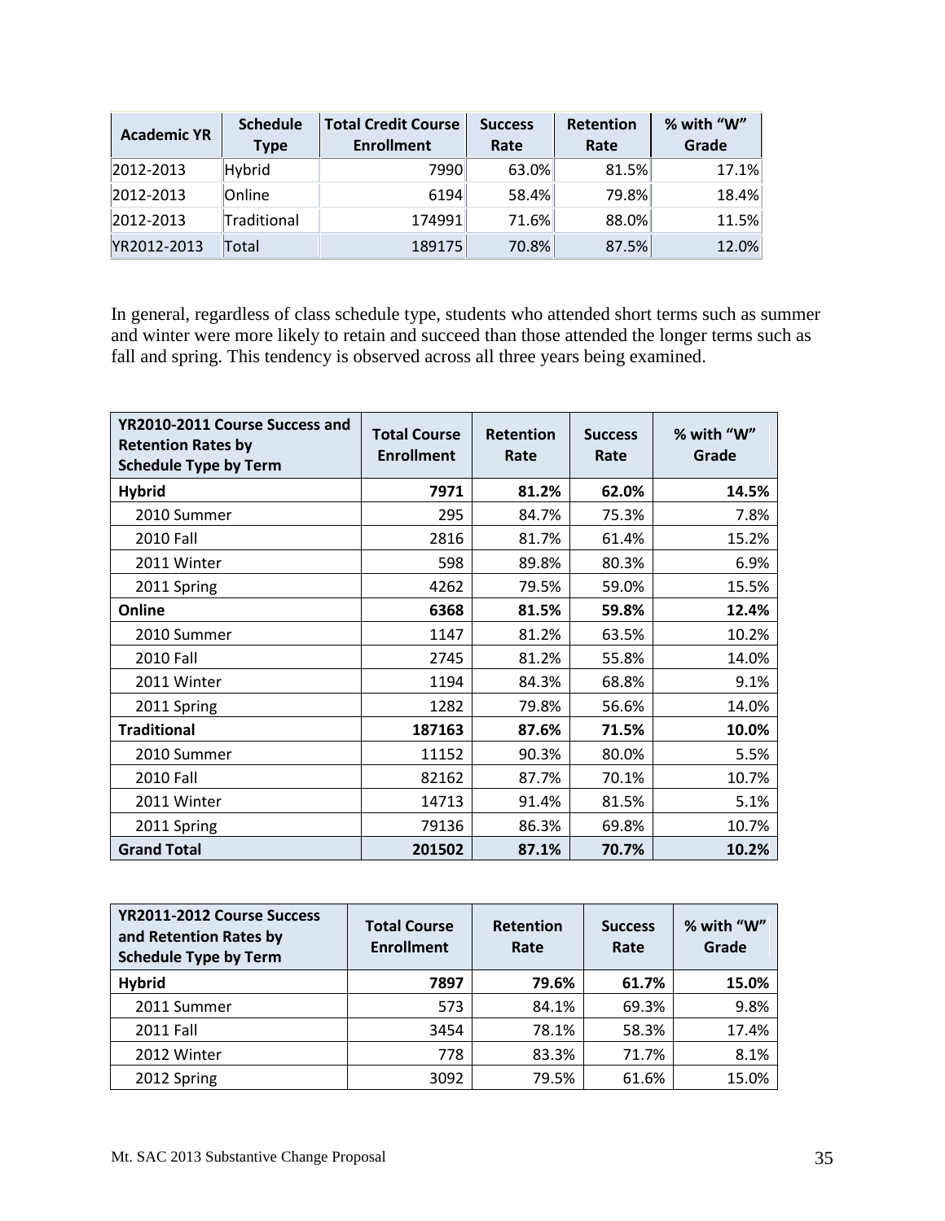| Academic YR | Schedule Type | Total Credit Course Enrollment | Success Rate | Retention Rate | % with “W” Grade |
|---|---|---|---|---|---|
| 2012-2013 | Hybrid | 7990 | 63.0% | 81.5% | 17.1% |
| 2012-2013 | Online | 6194 | 58.4% | 79.8% | 18.4% |
| 2012-2013 | Traditional | 174991 | 71.6% | 88.0% | 11.5% |
| YR2012-2013 | Total | 189175 | 70.8% | 87.5% | 12.0% |

In general, regardless of class schedule type, students who attended short terms such as summer and winter were more likely to retain and succeed than those attended the longer terms such as fall and spring. This tendency is observed across all three years being examined.

| YR2010-2011 Course Success and Retention Rates by Schedule Type by Term | Total Course Enrollment | Retention Rate | Success Rate | % with “W” Grade |
|---|---|---|---|---|
| **Hybrid** | **7971** | **81.2%** | **62.0%** | **14.5%** |
| 2010 Summer | 295 | 84.7% | 75.3% | 7.8% |
| 2010 Fall | 2816 | 81.7% | 61.4% | 15.2% |
| 2011 Winter | 598 | 89.8% | 80.3% | 6.9% |
| 2011 Spring | 4262 | 79.5% | 59.0% | 15.5% |
| **Online** | **6368** | **81.5%** | **59.8%** | **12.4%** |
| 2010 Summer | 1147 | 81.2% | 63.5% | 10.2% |
| 2010 Fall | 2745 | 81.2% | 55.8% | 14.0% |
| 2011 Winter | 1194 | 84.3% | 68.8% | 9.1% |
| 2011 Spring | 1282 | 79.8% | 56.6% | 14.0% |
| **Traditional** | **187163** | **87.6%** | **71.5%** | **10.0%** |
| 2010 Summer | 11152 | 90.3% | 80.0% | 5.5% |
| 2010 Fall | 82162 | 87.7% | 70.1% | 10.7% |
| 2011 Winter | 14713 | 91.4% | 81.5% | 5.1% |
| 2011 Spring | 79136 | 86.3% | 69.8% | 10.7% |
| **Grand Total** | **201502** | **87.1%** | **70.7%** | **10.2%** |

| YR2011-2012 Course Success and Retention Rates by Schedule Type by Term | Total Course Enrollment | Retention Rate | Success Rate | % with “W” Grade |
|---|---|---|---|---|
| **Hybrid** | **7897** | **79.6%** | **61.7%** | **15.0%** |
| 2011 Summer | 573 | 84.1% | 69.3% | 9.8% |
| 2011 Fall | 3454 | 78.1% | 58.3% | 17.4% |
| 2012 Winter | 778 | 83.3% | 71.7% | 8.1% |
| 2012 Spring | 3092 | 79.5% | 61.6% | 15.0% |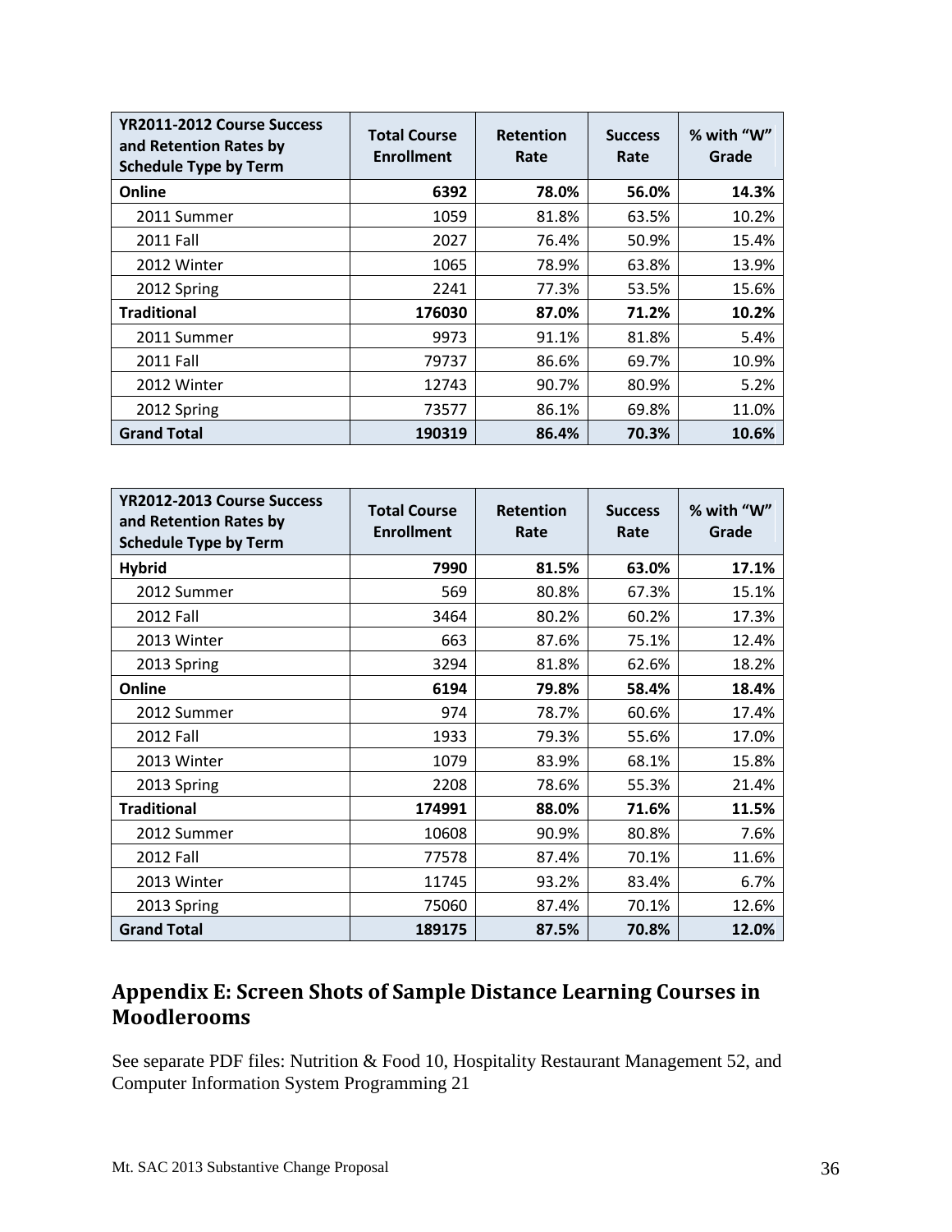| YR2011-2012 Course Success and Retention Rates by Schedule Type by Term | Total Course Enrollment | Retention Rate | Success Rate | % with "W" Grade |
|---|---|---|---|---|
| **Online** | **6392** | **78.0%** | **56.0%** | **14.3%** |
| 2011 Summer | 1059 | 81.8% | 63.5% | 10.2% |
| 2011 Fall | 2027 | 76.4% | 50.9% | 15.4% |
| 2012 Winter | 1065 | 78.9% | 63.8% | 13.9% |
| 2012 Spring | 2241 | 77.3% | 53.5% | 15.6% |
| **Traditional** | **176030** | **87.0%** | **71.2%** | **10.2%** |
| 2011 Summer | 9973 | 91.1% | 81.8% | 5.4% |
| 2011 Fall | 79737 | 86.6% | 69.7% | 10.9% |
| 2012 Winter | 12743 | 90.7% | 80.9% | 5.2% |
| 2012 Spring | 73577 | 86.1% | 69.8% | 11.0% |
| **Grand Total** | **190319** | **86.4%** | **70.3%** | **10.6%** |

| YR2012-2013 Course Success and Retention Rates by Schedule Type by Term | Total Course Enrollment | Retention Rate | Success Rate | % with "W" Grade |
|---|---|---|---|---|
| **Hybrid** | **7990** | **81.5%** | **63.0%** | **17.1%** |
| 2012 Summer | 569 | 80.8% | 67.3% | 15.1% |
| 2012 Fall | 3464 | 80.2% | 60.2% | 17.3% |
| 2013 Winter | 663 | 87.6% | 75.1% | 12.4% |
| 2013 Spring | 3294 | 81.8% | 62.6% | 18.2% |
| **Online** | **6194** | **79.8%** | **58.4%** | **18.4%** |
| 2012 Summer | 974 | 78.7% | 60.6% | 17.4% |
| 2012 Fall | 1933 | 79.3% | 55.6% | 17.0% |
| 2013 Winter | 1079 | 83.9% | 68.1% | 15.8% |
| 2013 Spring | 2208 | 78.6% | 55.3% | 21.4% |
| **Traditional** | **174991** | **88.0%** | **71.6%** | **11.5%** |
| 2012 Summer | 10608 | 90.9% | 80.8% | 7.6% |
| 2012 Fall | 77578 | 87.4% | 70.1% | 11.6% |
| 2013 Winter | 11745 | 93.2% | 83.4% | 6.7% |
| 2013 Spring | 75060 | 87.4% | 70.1% | 12.6% |
| **Grand Total** | **189175** | **87.5%** | **70.8%** | **12.0%** |

## Appendix E: Screen Shots of Sample Distance Learning Courses in Moodlerooms

See separate PDF files: Nutrition & Food 10, Hospitality Restaurant Management 52, and Computer Information System Programming 21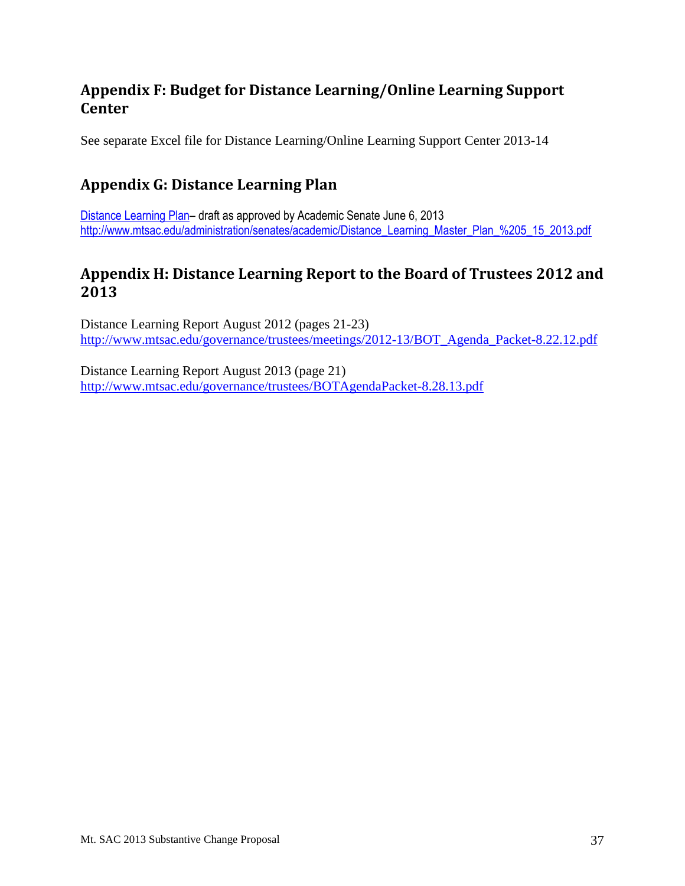## Appendix F: Budget for Distance Learning/Online Learning Support Center

See separate Excel file for Distance Learning/Online Learning Support Center 2013-14

## Appendix G: Distance Learning Plan

Distance Learning Plan– draft as approved by Academic Senate June 6, 2013
http://www.mtsac.edu/administration/senates/academic/Distance_Learning_Master_Plan_%205_15_2013.pdf

## Appendix H: Distance Learning Report to the Board of Trustees 2012 and 2013

Distance Learning Report August 2012 (pages 21-23)
http://www.mtsac.edu/governance/trustees/meetings/2012-13/BOT_Agenda_Packet-8.22.12.pdf

Distance Learning Report August 2013 (page 21)
http://www.mtsac.edu/governance/trustees/BOTAgendaPacket-8.28.13.pdf